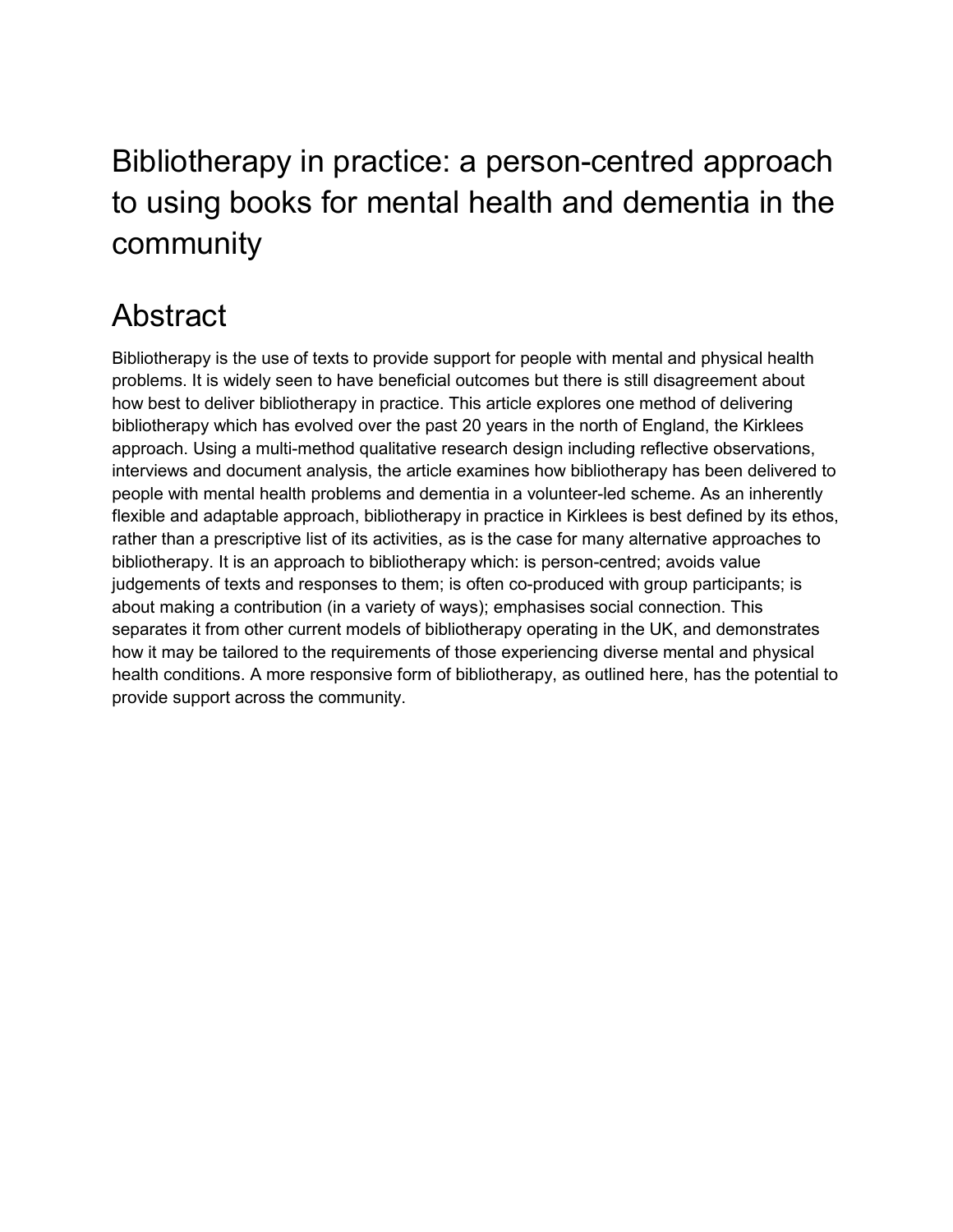# Bibliotherapy in practice: a person-centred approach to using books for mental health and dementia in the community

## Abstract

Bibliotherapy is the use of texts to provide support for people with mental and physical health problems. It is widely seen to have beneficial outcomes but there is still disagreement about how best to deliver bibliotherapy in practice. This article explores one method of delivering bibliotherapy which has evolved over the past 20 years in the north of England, the Kirklees approach. Using a multi-method qualitative research design including reflective observations, interviews and document analysis, the article examines how bibliotherapy has been delivered to people with mental health problems and dementia in a volunteer-led scheme. As an inherently flexible and adaptable approach, bibliotherapy in practice in Kirklees is best defined by its ethos, rather than a prescriptive list of its activities, as is the case for many alternative approaches to bibliotherapy. It is an approach to bibliotherapy which: is person-centred; avoids value judgements of texts and responses to them; is often co-produced with group participants; is about making a contribution (in a variety of ways); emphasises social connection. This separates it from other current models of bibliotherapy operating in the UK, and demonstrates how it may be tailored to the requirements of those experiencing diverse mental and physical health conditions. A more responsive form of bibliotherapy, as outlined here, has the potential to provide support across the community.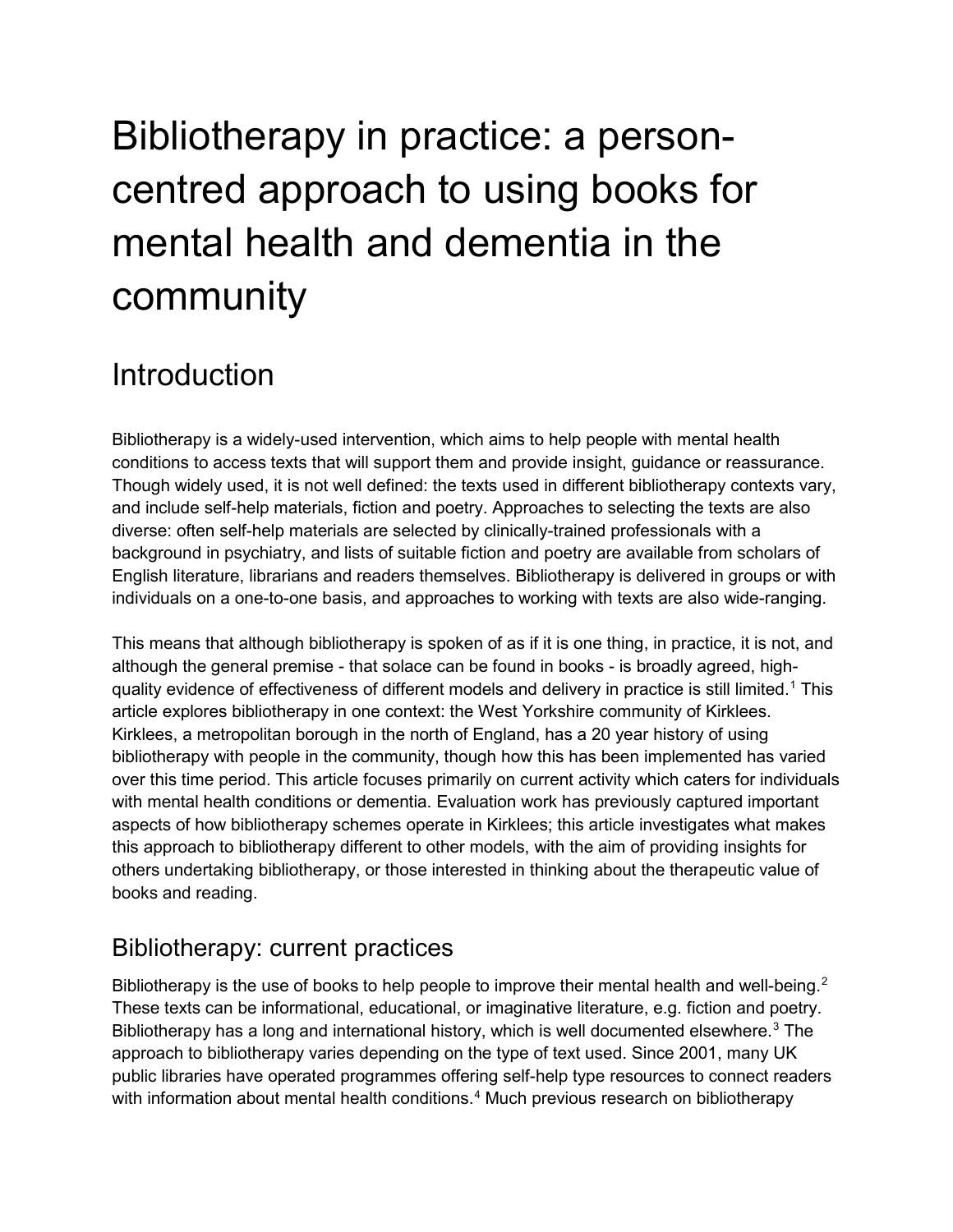# Bibliotherapy in practice: a person-centred approach to using books for mental health and dementia in the community

## Introduction

Bibliotherapy is a widely-used intervention, which aims to help people with mental health conditions to access texts that will support them and provide insight, guidance or reassurance. Though widely used, it is not well defined: the texts used in different bibliotherapy contexts vary, and include self-help materials, fiction and poetry. Approaches to selecting the texts are also diverse: often self-help materials are selected by clinically-trained professionals with a background in psychiatry, and lists of suitable fiction and poetry are available from scholars of English literature, librarians and readers themselves. Bibliotherapy is delivered in groups or with individuals on a one-to-one basis, and approaches to working with texts are also wide-ranging.

This means that although bibliotherapy is spoken of as if it is one thing, in practice, it is not, and although the general premise - that solace can be found in books - is broadly agreed, high-quality evidence of effectiveness of different models and delivery in practice is still limited.[1] This article explores bibliotherapy in one context: the West Yorkshire community of Kirklees. Kirklees, a metropolitan borough in the north of England, has a 20 year history of using bibliotherapy with people in the community, though how this has been implemented has varied over this time period. This article focuses primarily on current activity which caters for individuals with mental health conditions or dementia. Evaluation work has previously captured important aspects of how bibliotherapy schemes operate in Kirklees; this article investigates what makes this approach to bibliotherapy different to other models, with the aim of providing insights for others undertaking bibliotherapy, or those interested in thinking about the therapeutic value of books and reading.

## Bibliotherapy: current practices

Bibliotherapy is the use of books to help people to improve their mental health and well-being.[2] These texts can be informational, educational, or imaginative literature, e.g. fiction and poetry. Bibliotherapy has a long and international history, which is well documented elsewhere.[3] The approach to bibliotherapy varies depending on the type of text used. Since 2001, many UK public libraries have operated programmes offering self-help type resources to connect readers with information about mental health conditions.[4] Much previous research on bibliotherapy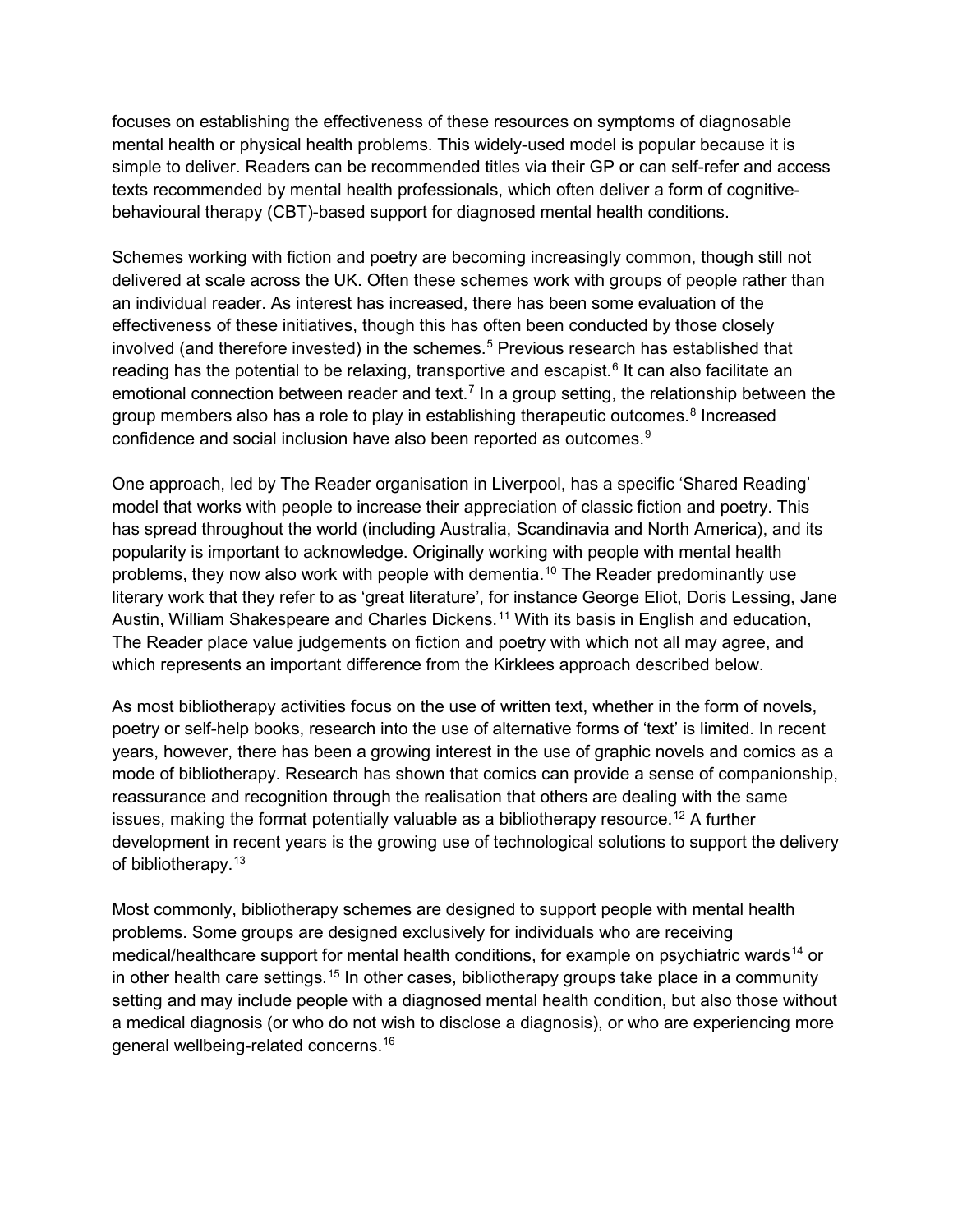focuses on establishing the effectiveness of these resources on symptoms of diagnosable mental health or physical health problems. This widely-used model is popular because it is simple to deliver. Readers can be recommended titles via their GP or can self-refer and access texts recommended by mental health professionals, which often deliver a form of cognitive-behavioural therapy (CBT)-based support for diagnosed mental health conditions.

Schemes working with fiction and poetry are becoming increasingly common, though still not delivered at scale across the UK. Often these schemes work with groups of people rather than an individual reader. As interest has increased, there has been some evaluation of the effectiveness of these initiatives, though this has often been conducted by those closely involved (and therefore invested) in the schemes.[5] Previous research has established that reading has the potential to be relaxing, transportive and escapist.[6] It can also facilitate an emotional connection between reader and text.[7] In a group setting, the relationship between the group members also has a role to play in establishing therapeutic outcomes.[8] Increased confidence and social inclusion have also been reported as outcomes.[9]

One approach, led by The Reader organisation in Liverpool, has a specific 'Shared Reading' model that works with people to increase their appreciation of classic fiction and poetry. This has spread throughout the world (including Australia, Scandinavia and North America), and its popularity is important to acknowledge. Originally working with people with mental health problems, they now also work with people with dementia.[10] The Reader predominantly use literary work that they refer to as 'great literature', for instance George Eliot, Doris Lessing, Jane Austin, William Shakespeare and Charles Dickens.[11] With its basis in English and education, The Reader place value judgements on fiction and poetry with which not all may agree, and which represents an important difference from the Kirklees approach described below.

As most bibliotherapy activities focus on the use of written text, whether in the form of novels, poetry or self-help books, research into the use of alternative forms of 'text' is limited. In recent years, however, there has been a growing interest in the use of graphic novels and comics as a mode of bibliotherapy. Research has shown that comics can provide a sense of companionship, reassurance and recognition through the realisation that others are dealing with the same issues, making the format potentially valuable as a bibliotherapy resource.[12] A further development in recent years is the growing use of technological solutions to support the delivery of bibliotherapy.[13]

Most commonly, bibliotherapy schemes are designed to support people with mental health problems. Some groups are designed exclusively for individuals who are receiving medical/healthcare support for mental health conditions, for example on psychiatric wards[14] or in other health care settings.[15] In other cases, bibliotherapy groups take place in a community setting and may include people with a diagnosed mental health condition, but also those without a medical diagnosis (or who do not wish to disclose a diagnosis), or who are experiencing more general wellbeing-related concerns.[16]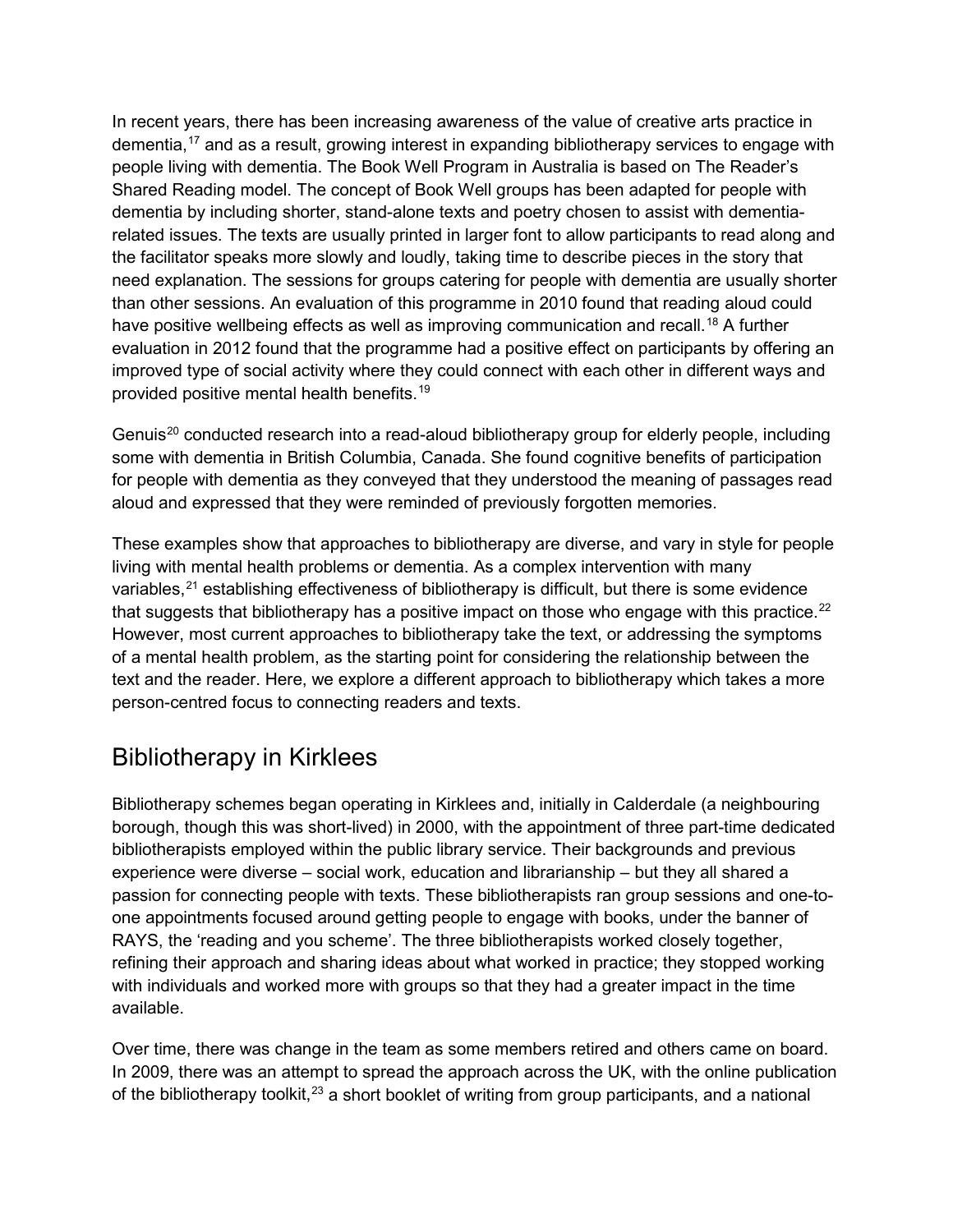In recent years, there has been increasing awareness of the value of creative arts practice in dementia,[17] and as a result, growing interest in expanding bibliotherapy services to engage with people living with dementia. The Book Well Program in Australia is based on The Reader's Shared Reading model. The concept of Book Well groups has been adapted for people with dementia by including shorter, stand-alone texts and poetry chosen to assist with dementia-related issues. The texts are usually printed in larger font to allow participants to read along and the facilitator speaks more slowly and loudly, taking time to describe pieces in the story that need explanation. The sessions for groups catering for people with dementia are usually shorter than other sessions. An evaluation of this programme in 2010 found that reading aloud could have positive wellbeing effects as well as improving communication and recall.[18] A further evaluation in 2012 found that the programme had a positive effect on participants by offering an improved type of social activity where they could connect with each other in different ways and provided positive mental health benefits.[19]

Genuis[20] conducted research into a read-aloud bibliotherapy group for elderly people, including some with dementia in British Columbia, Canada. She found cognitive benefits of participation for people with dementia as they conveyed that they understood the meaning of passages read aloud and expressed that they were reminded of previously forgotten memories.

These examples show that approaches to bibliotherapy are diverse, and vary in style for people living with mental health problems or dementia. As a complex intervention with many variables,[21] establishing effectiveness of bibliotherapy is difficult, but there is some evidence that suggests that bibliotherapy has a positive impact on those who engage with this practice.[22] However, most current approaches to bibliotherapy take the text, or addressing the symptoms of a mental health problem, as the starting point for considering the relationship between the text and the reader. Here, we explore a different approach to bibliotherapy which takes a more person-centred focus to connecting readers and texts.

## Bibliotherapy in Kirklees

Bibliotherapy schemes began operating in Kirklees and, initially in Calderdale (a neighbouring borough, though this was short-lived) in 2000, with the appointment of three part-time dedicated bibliotherapists employed within the public library service. Their backgrounds and previous experience were diverse – social work, education and librarianship – but they all shared a passion for connecting people with texts. These bibliotherapists ran group sessions and one-to-one appointments focused around getting people to engage with books, under the banner of RAYS, the 'reading and you scheme'. The three bibliotherapists worked closely together, refining their approach and sharing ideas about what worked in practice; they stopped working with individuals and worked more with groups so that they had a greater impact in the time available.

Over time, there was change in the team as some members retired and others came on board. In 2009, there was an attempt to spread the approach across the UK, with the online publication of the bibliotherapy toolkit,[23] a short booklet of writing from group participants, and a national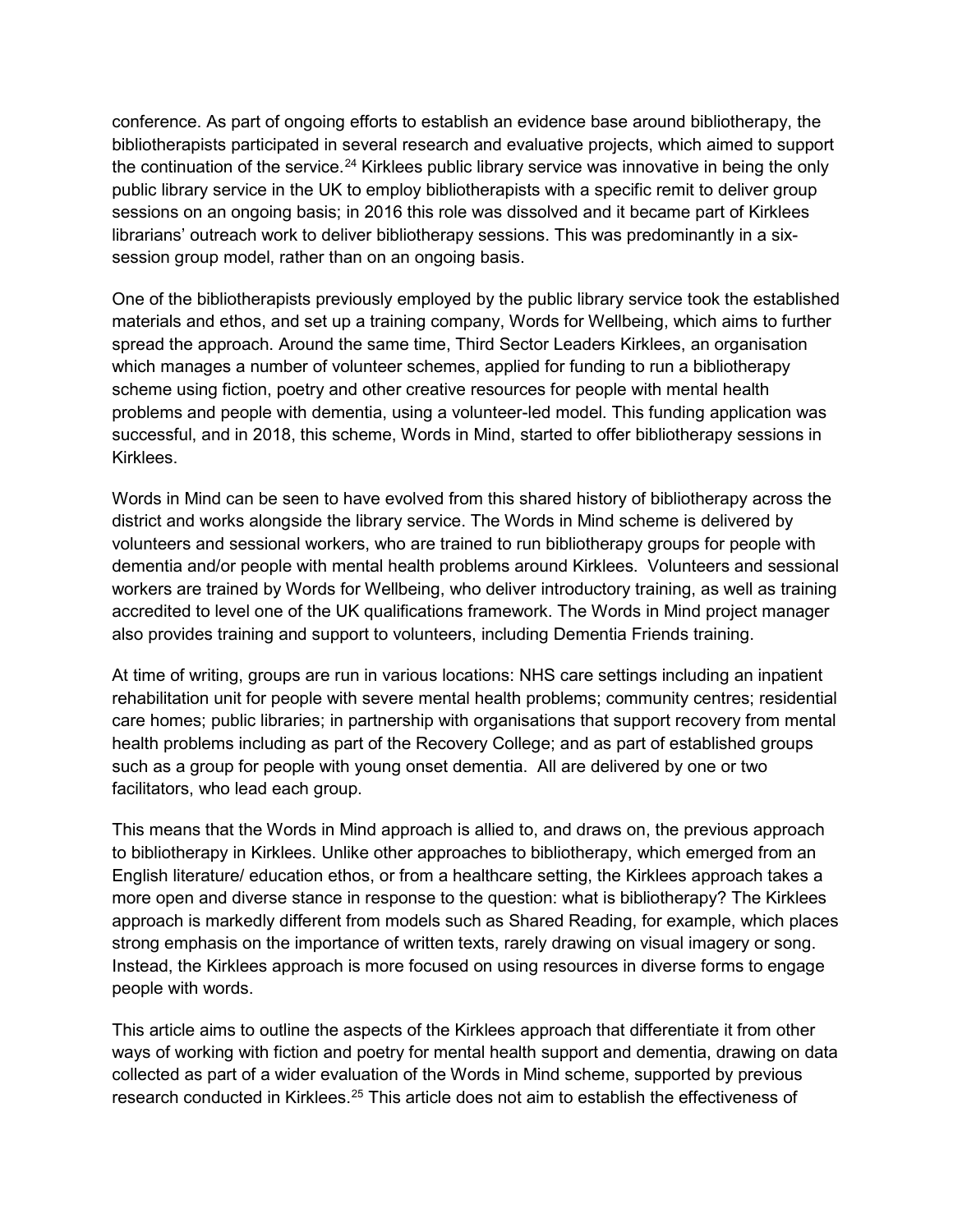conference. As part of ongoing efforts to establish an evidence base around bibliotherapy, the bibliotherapists participated in several research and evaluative projects, which aimed to support the continuation of the service.[24] Kirklees public library service was innovative in being the only public library service in the UK to employ bibliotherapists with a specific remit to deliver group sessions on an ongoing basis; in 2016 this role was dissolved and it became part of Kirklees librarians' outreach work to deliver bibliotherapy sessions. This was predominantly in a six-session group model, rather than on an ongoing basis.

One of the bibliotherapists previously employed by the public library service took the established materials and ethos, and set up a training company, Words for Wellbeing, which aims to further spread the approach. Around the same time, Third Sector Leaders Kirklees, an organisation which manages a number of volunteer schemes, applied for funding to run a bibliotherapy scheme using fiction, poetry and other creative resources for people with mental health problems and people with dementia, using a volunteer-led model. This funding application was successful, and in 2018, this scheme, Words in Mind, started to offer bibliotherapy sessions in Kirklees.

Words in Mind can be seen to have evolved from this shared history of bibliotherapy across the district and works alongside the library service. The Words in Mind scheme is delivered by volunteers and sessional workers, who are trained to run bibliotherapy groups for people with dementia and/or people with mental health problems around Kirklees. Volunteers and sessional workers are trained by Words for Wellbeing, who deliver introductory training, as well as training accredited to level one of the UK qualifications framework. The Words in Mind project manager also provides training and support to volunteers, including Dementia Friends training.

At time of writing, groups are run in various locations: NHS care settings including an inpatient rehabilitation unit for people with severe mental health problems; community centres; residential care homes; public libraries; in partnership with organisations that support recovery from mental health problems including as part of the Recovery College; and as part of established groups such as a group for people with young onset dementia. All are delivered by one or two facilitators, who lead each group.

This means that the Words in Mind approach is allied to, and draws on, the previous approach to bibliotherapy in Kirklees. Unlike other approaches to bibliotherapy, which emerged from an English literature/ education ethos, or from a healthcare setting, the Kirklees approach takes a more open and diverse stance in response to the question: what is bibliotherapy? The Kirklees approach is markedly different from models such as Shared Reading, for example, which places strong emphasis on the importance of written texts, rarely drawing on visual imagery or song. Instead, the Kirklees approach is more focused on using resources in diverse forms to engage people with words.

This article aims to outline the aspects of the Kirklees approach that differentiate it from other ways of working with fiction and poetry for mental health support and dementia, drawing on data collected as part of a wider evaluation of the Words in Mind scheme, supported by previous research conducted in Kirklees.[25] This article does not aim to establish the effectiveness of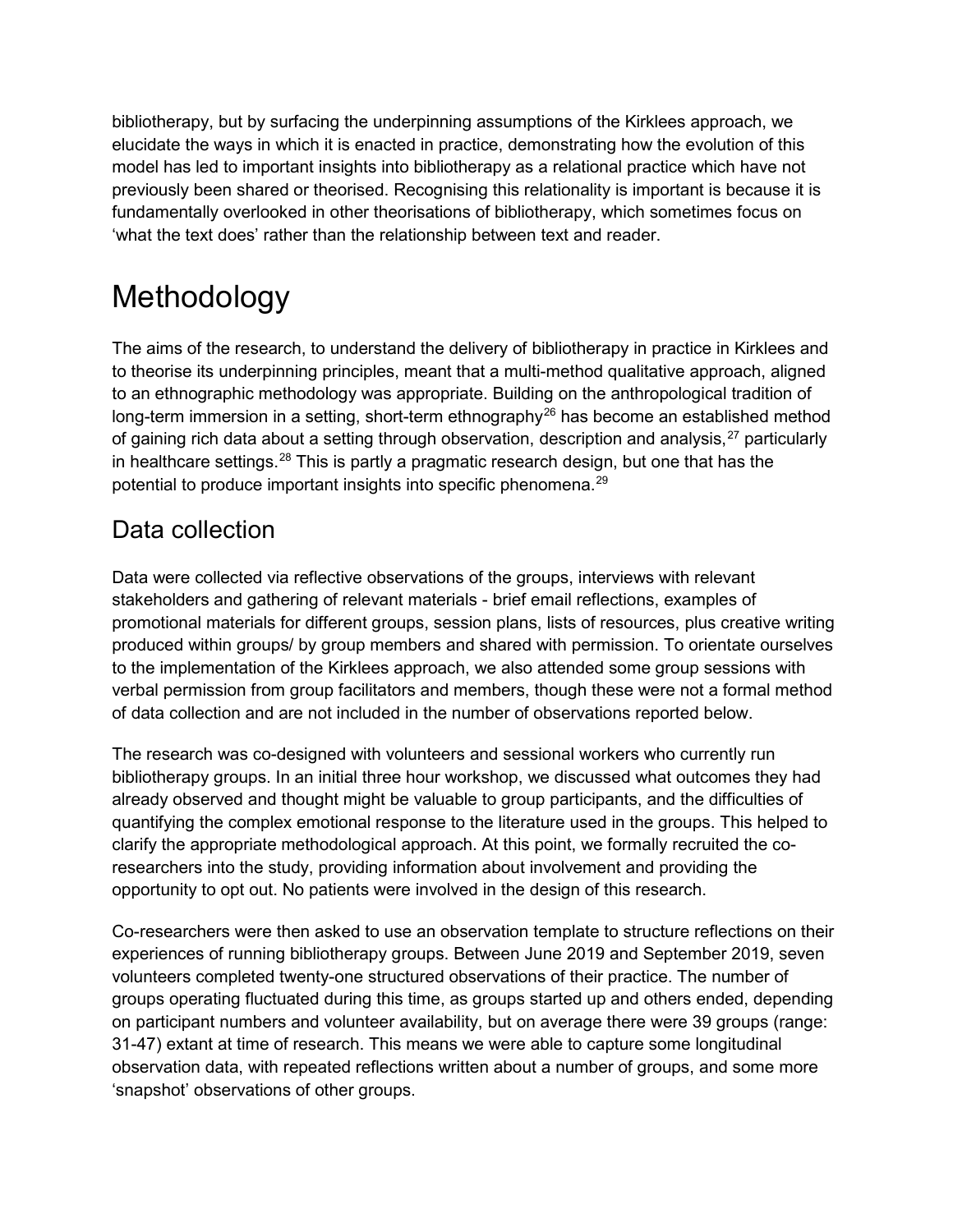bibliotherapy, but by surfacing the underpinning assumptions of the Kirklees approach, we elucidate the ways in which it is enacted in practice, demonstrating how the evolution of this model has led to important insights into bibliotherapy as a relational practice which have not previously been shared or theorised. Recognising this relationality is important is because it is fundamentally overlooked in other theorisations of bibliotherapy, which sometimes focus on 'what the text does' rather than the relationship between text and reader.

# Methodology

The aims of the research, to understand the delivery of bibliotherapy in practice in Kirklees and to theorise its underpinning principles, meant that a multi-method qualitative approach, aligned to an ethnographic methodology was appropriate. Building on the anthropological tradition of long-term immersion in a setting, short-term ethnography[26] has become an established method of gaining rich data about a setting through observation, description and analysis,[27] particularly in healthcare settings.[28] This is partly a pragmatic research design, but one that has the potential to produce important insights into specific phenomena.[29]

## Data collection

Data were collected via reflective observations of the groups, interviews with relevant stakeholders and gathering of relevant materials - brief email reflections, examples of promotional materials for different groups, session plans, lists of resources, plus creative writing produced within groups/ by group members and shared with permission. To orientate ourselves to the implementation of the Kirklees approach, we also attended some group sessions with verbal permission from group facilitators and members, though these were not a formal method of data collection and are not included in the number of observations reported below.

The research was co-designed with volunteers and sessional workers who currently run bibliotherapy groups. In an initial three hour workshop, we discussed what outcomes they had already observed and thought might be valuable to group participants, and the difficulties of quantifying the complex emotional response to the literature used in the groups. This helped to clarify the appropriate methodological approach. At this point, we formally recruited the co-researchers into the study, providing information about involvement and providing the opportunity to opt out. No patients were involved in the design of this research.

Co-researchers were then asked to use an observation template to structure reflections on their experiences of running bibliotherapy groups. Between June 2019 and September 2019, seven volunteers completed twenty-one structured observations of their practice. The number of groups operating fluctuated during this time, as groups started up and others ended, depending on participant numbers and volunteer availability, but on average there were 39 groups (range: 31-47) extant at time of research. This means we were able to capture some longitudinal observation data, with repeated reflections written about a number of groups, and some more 'snapshot' observations of other groups.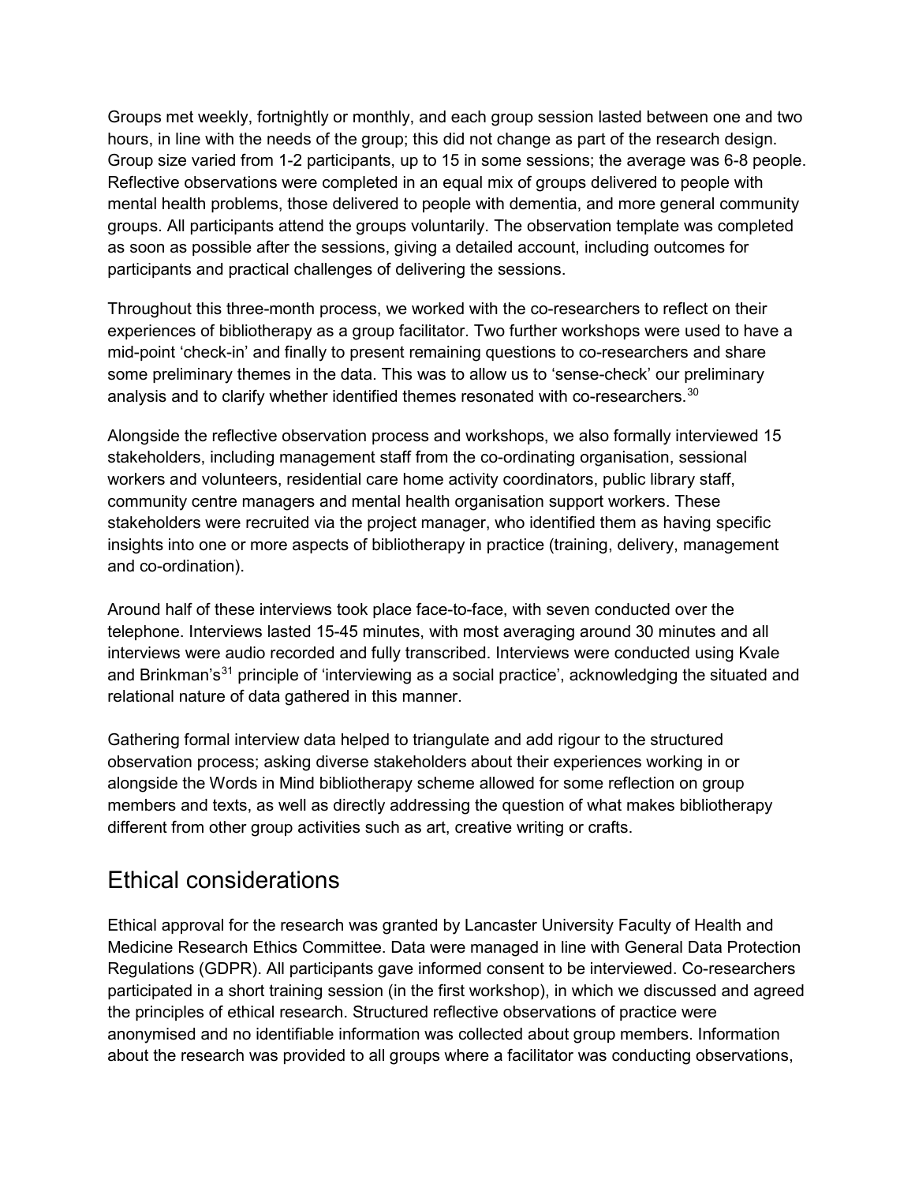Groups met weekly, fortnightly or monthly, and each group session lasted between one and two hours, in line with the needs of the group; this did not change as part of the research design. Group size varied from 1-2 participants, up to 15 in some sessions; the average was 6-8 people. Reflective observations were completed in an equal mix of groups delivered to people with mental health problems, those delivered to people with dementia, and more general community groups. All participants attend the groups voluntarily. The observation template was completed as soon as possible after the sessions, giving a detailed account, including outcomes for participants and practical challenges of delivering the sessions.

Throughout this three-month process, we worked with the co-researchers to reflect on their experiences of bibliotherapy as a group facilitator. Two further workshops were used to have a mid-point 'check-in' and finally to present remaining questions to co-researchers and share some preliminary themes in the data. This was to allow us to 'sense-check' our preliminary analysis and to clarify whether identified themes resonated with co-researchers.[30]

Alongside the reflective observation process and workshops, we also formally interviewed 15 stakeholders, including management staff from the co-ordinating organisation, sessional workers and volunteers, residential care home activity coordinators, public library staff, community centre managers and mental health organisation support workers. These stakeholders were recruited via the project manager, who identified them as having specific insights into one or more aspects of bibliotherapy in practice (training, delivery, management and co-ordination).

Around half of these interviews took place face-to-face, with seven conducted over the telephone. Interviews lasted 15-45 minutes, with most averaging around 30 minutes and all interviews were audio recorded and fully transcribed. Interviews were conducted using Kvale and Brinkman's[31] principle of 'interviewing as a social practice', acknowledging the situated and relational nature of data gathered in this manner.

Gathering formal interview data helped to triangulate and add rigour to the structured observation process; asking diverse stakeholders about their experiences working in or alongside the Words in Mind bibliotherapy scheme allowed for some reflection on group members and texts, as well as directly addressing the question of what makes bibliotherapy different from other group activities such as art, creative writing or crafts.

## Ethical considerations

Ethical approval for the research was granted by Lancaster University Faculty of Health and Medicine Research Ethics Committee. Data were managed in line with General Data Protection Regulations (GDPR). All participants gave informed consent to be interviewed. Co-researchers participated in a short training session (in the first workshop), in which we discussed and agreed the principles of ethical research. Structured reflective observations of practice were anonymised and no identifiable information was collected about group members. Information about the research was provided to all groups where a facilitator was conducting observations,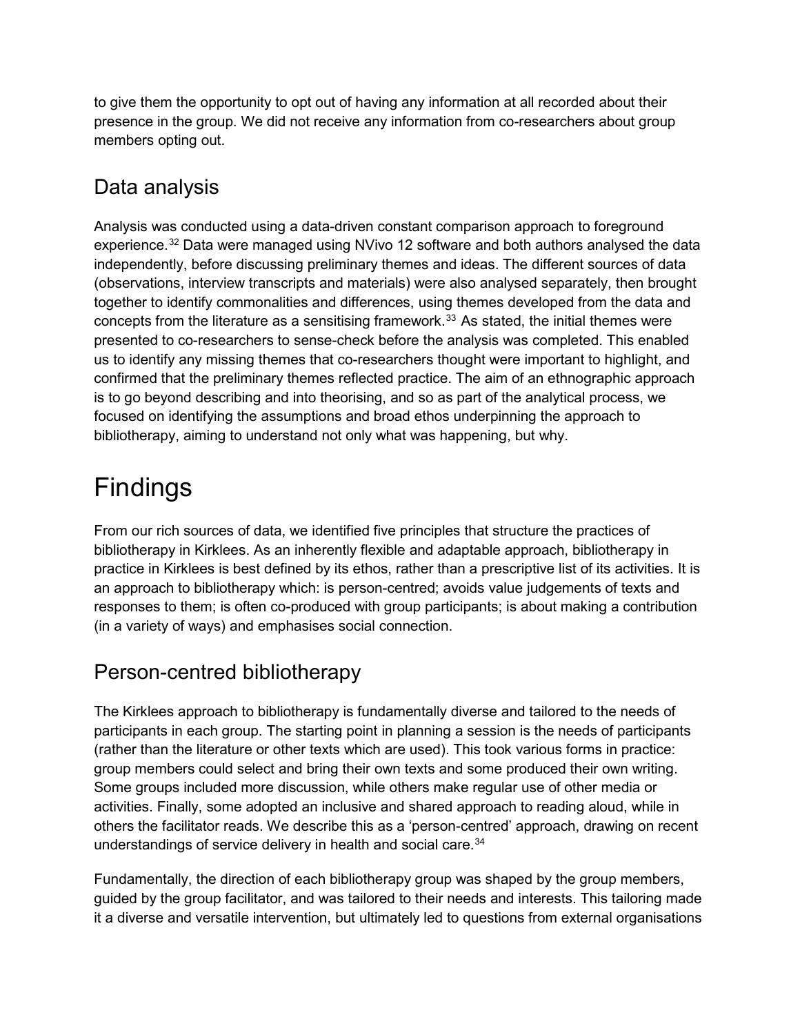to give them the opportunity to opt out of having any information at all recorded about their presence in the group. We did not receive any information from co-researchers about group members opting out.

## Data analysis

Analysis was conducted using a data-driven constant comparison approach to foreground experience.[32] Data were managed using NVivo 12 software and both authors analysed the data independently, before discussing preliminary themes and ideas. The different sources of data (observations, interview transcripts and materials) were also analysed separately, then brought together to identify commonalities and differences, using themes developed from the data and concepts from the literature as a sensitising framework.[33] As stated, the initial themes were presented to co-researchers to sense-check before the analysis was completed. This enabled us to identify any missing themes that co-researchers thought were important to highlight, and confirmed that the preliminary themes reflected practice. The aim of an ethnographic approach is to go beyond describing and into theorising, and so as part of the analytical process, we focused on identifying the assumptions and broad ethos underpinning the approach to bibliotherapy, aiming to understand not only what was happening, but why.

# Findings

From our rich sources of data, we identified five principles that structure the practices of bibliotherapy in Kirklees. As an inherently flexible and adaptable approach, bibliotherapy in practice in Kirklees is best defined by its ethos, rather than a prescriptive list of its activities. It is an approach to bibliotherapy which: is person-centred; avoids value judgements of texts and responses to them; is often co-produced with group participants; is about making a contribution (in a variety of ways) and emphasises social connection.

## Person-centred bibliotherapy

The Kirklees approach to bibliotherapy is fundamentally diverse and tailored to the needs of participants in each group. The starting point in planning a session is the needs of participants (rather than the literature or other texts which are used). This took various forms in practice: group members could select and bring their own texts and some produced their own writing. Some groups included more discussion, while others make regular use of other media or activities. Finally, some adopted an inclusive and shared approach to reading aloud, while in others the facilitator reads. We describe this as a 'person-centred' approach, drawing on recent understandings of service delivery in health and social care.[34]

Fundamentally, the direction of each bibliotherapy group was shaped by the group members, guided by the group facilitator, and was tailored to their needs and interests. This tailoring made it a diverse and versatile intervention, but ultimately led to questions from external organisations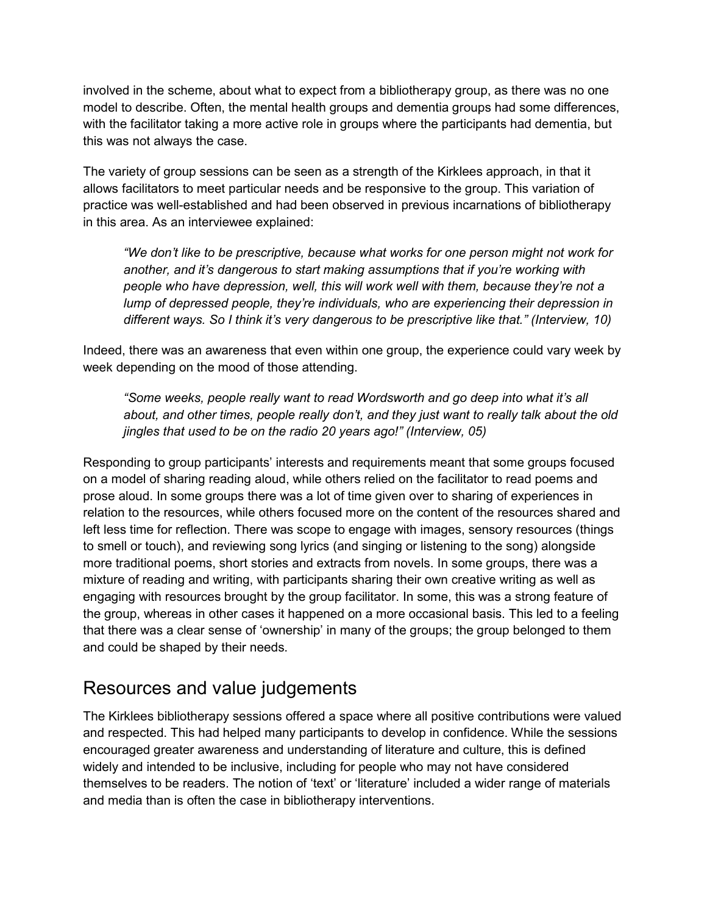involved in the scheme, about what to expect from a bibliotherapy group, as there was no one model to describe. Often, the mental health groups and dementia groups had some differences, with the facilitator taking a more active role in groups where the participants had dementia, but this was not always the case.

The variety of group sessions can be seen as a strength of the Kirklees approach, in that it allows facilitators to meet particular needs and be responsive to the group. This variation of practice was well-established and had been observed in previous incarnations of bibliotherapy in this area. As an interviewee explained:

> *"We don't like to be prescriptive, because what works for one person might not work for another, and it's dangerous to start making assumptions that if you're working with people who have depression, well, this will work well with them, because they're not a lump of depressed people, they're individuals, who are experiencing their depression in different ways. So I think it's very dangerous to be prescriptive like that." (Interview, 10)*

Indeed, there was an awareness that even within one group, the experience could vary week by week depending on the mood of those attending.

> *"Some weeks, people really want to read Wordsworth and go deep into what it's all about, and other times, people really don't, and they just want to really talk about the old jingles that used to be on the radio 20 years ago!" (Interview, 05)*

Responding to group participants' interests and requirements meant that some groups focused on a model of sharing reading aloud, while others relied on the facilitator to read poems and prose aloud. In some groups there was a lot of time given over to sharing of experiences in relation to the resources, while others focused more on the content of the resources shared and left less time for reflection. There was scope to engage with images, sensory resources (things to smell or touch), and reviewing song lyrics (and singing or listening to the song) alongside more traditional poems, short stories and extracts from novels. In some groups, there was a mixture of reading and writing, with participants sharing their own creative writing as well as engaging with resources brought by the group facilitator. In some, this was a strong feature of the group, whereas in other cases it happened on a more occasional basis. This led to a feeling that there was a clear sense of 'ownership' in many of the groups; the group belonged to them and could be shaped by their needs.

## Resources and value judgements

The Kirklees bibliotherapy sessions offered a space where all positive contributions were valued and respected. This had helped many participants to develop in confidence. While the sessions encouraged greater awareness and understanding of literature and culture, this is defined widely and intended to be inclusive, including for people who may not have considered themselves to be readers. The notion of 'text' or 'literature' included a wider range of materials and media than is often the case in bibliotherapy interventions.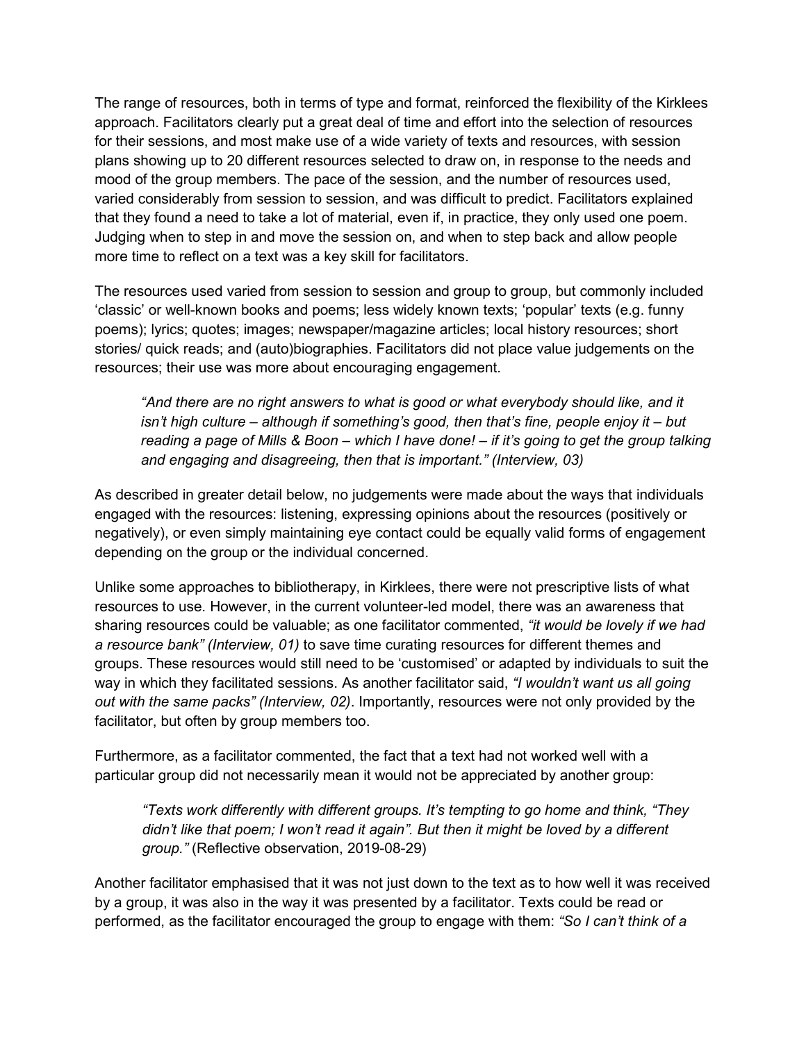The range of resources, both in terms of type and format, reinforced the flexibility of the Kirklees approach. Facilitators clearly put a great deal of time and effort into the selection of resources for their sessions, and most make use of a wide variety of texts and resources, with session plans showing up to 20 different resources selected to draw on, in response to the needs and mood of the group members. The pace of the session, and the number of resources used, varied considerably from session to session, and was difficult to predict. Facilitators explained that they found a need to take a lot of material, even if, in practice, they only used one poem. Judging when to step in and move the session on, and when to step back and allow people more time to reflect on a text was a key skill for facilitators.

The resources used varied from session to session and group to group, but commonly included 'classic' or well-known books and poems; less widely known texts; 'popular' texts (e.g. funny poems); lyrics; quotes; images; newspaper/magazine articles; local history resources; short stories/ quick reads; and (auto)biographies. Facilitators did not place value judgements on the resources; their use was more about encouraging engagement.

> *"And there are no right answers to what is good or what everybody should like, and it isn't high culture – although if something's good, then that's fine, people enjoy it – but reading a page of Mills & Boon – which I have done! – if it's going to get the group talking and engaging and disagreeing, then that is important." (Interview, 03)*

As described in greater detail below, no judgements were made about the ways that individuals engaged with the resources: listening, expressing opinions about the resources (positively or negatively), or even simply maintaining eye contact could be equally valid forms of engagement depending on the group or the individual concerned.

Unlike some approaches to bibliotherapy, in Kirklees, there were not prescriptive lists of what resources to use. However, in the current volunteer-led model, there was an awareness that sharing resources could be valuable; as one facilitator commented, *"it would be lovely if we had a resource bank" (Interview, 01)* to save time curating resources for different themes and groups. These resources would still need to be 'customised' or adapted by individuals to suit the way in which they facilitated sessions. As another facilitator said, *"I wouldn't want us all going out with the same packs" (Interview, 02)*. Importantly, resources were not only provided by the facilitator, but often by group members too.

Furthermore, as a facilitator commented, the fact that a text had not worked well with a particular group did not necessarily mean it would not be appreciated by another group:

> *"Texts work differently with different groups. It's tempting to go home and think, "They didn't like that poem; I won't read it again". But then it might be loved by a different group."* (Reflective observation, 2019-08-29)

Another facilitator emphasised that it was not just down to the text as to how well it was received by a group, it was also in the way it was presented by a facilitator. Texts could be read or performed, as the facilitator encouraged the group to engage with them: *"So I can't think of a*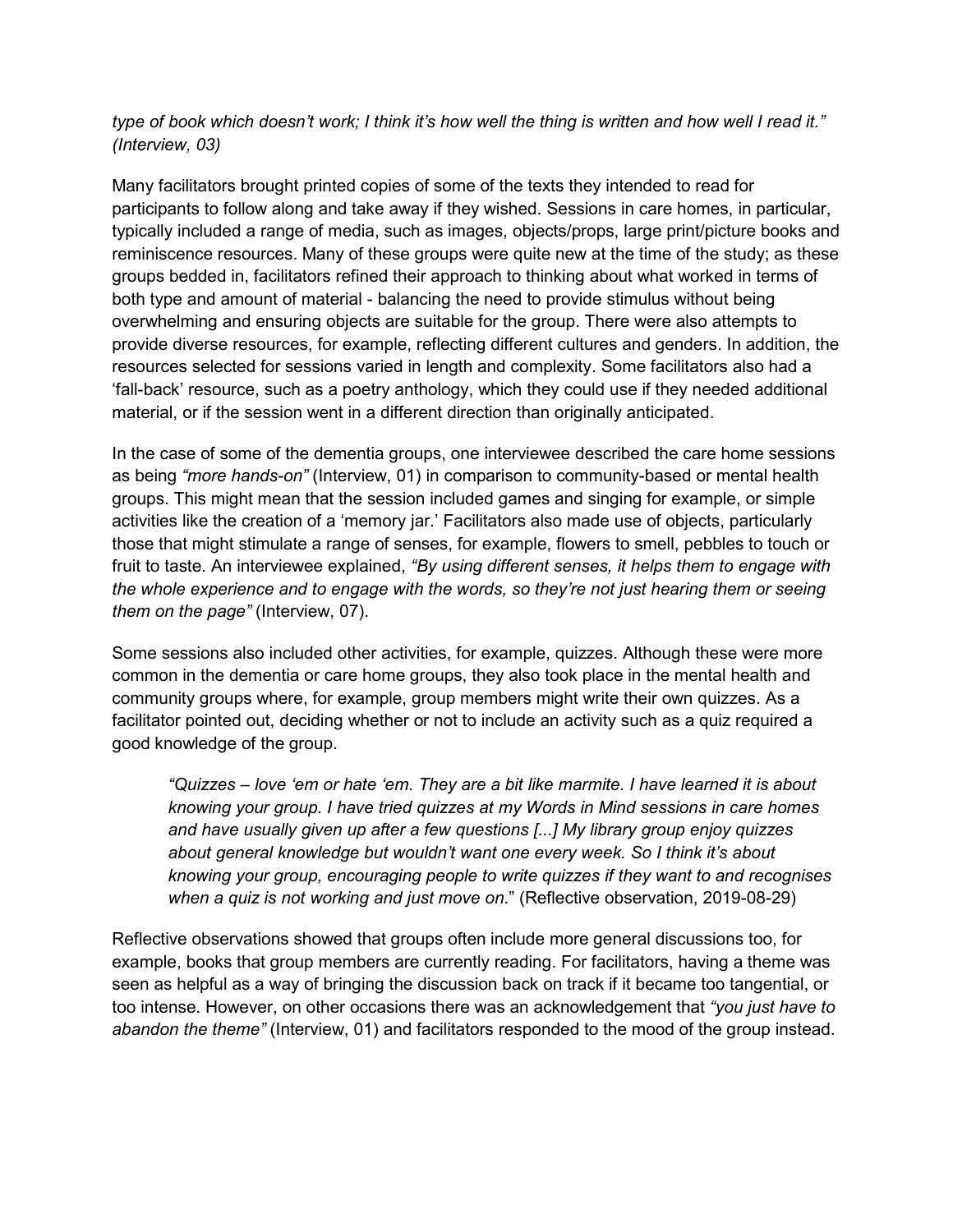*type of book which doesn't work; I think it's how well the thing is written and how well I read it." (Interview, 03)*

Many facilitators brought printed copies of some of the texts they intended to read for participants to follow along and take away if they wished. Sessions in care homes, in particular, typically included a range of media, such as images, objects/props, large print/picture books and reminiscence resources. Many of these groups were quite new at the time of the study; as these groups bedded in, facilitators refined their approach to thinking about what worked in terms of both type and amount of material - balancing the need to provide stimulus without being overwhelming and ensuring objects are suitable for the group. There were also attempts to provide diverse resources, for example, reflecting different cultures and genders. In addition, the resources selected for sessions varied in length and complexity. Some facilitators also had a 'fall-back' resource, such as a poetry anthology, which they could use if they needed additional material, or if the session went in a different direction than originally anticipated.

In the case of some of the dementia groups, one interviewee described the care home sessions as being *"more hands-on"* (Interview, 01) in comparison to community-based or mental health groups. This might mean that the session included games and singing for example, or simple activities like the creation of a 'memory jar.' Facilitators also made use of objects, particularly those that might stimulate a range of senses, for example, flowers to smell, pebbles to touch or fruit to taste. An interviewee explained, *"By using different senses, it helps them to engage with the whole experience and to engage with the words, so they're not just hearing them or seeing them on the page"* (Interview, 07).

Some sessions also included other activities, for example, quizzes. Although these were more common in the dementia or care home groups, they also took place in the mental health and community groups where, for example, group members might write their own quizzes. As a facilitator pointed out, deciding whether or not to include an activity such as a quiz required a good knowledge of the group.

> *"Quizzes – love 'em or hate 'em. They are a bit like marmite. I have learned it is about knowing your group. I have tried quizzes at my Words in Mind sessions in care homes and have usually given up after a few questions [...] My library group enjoy quizzes about general knowledge but wouldn't want one every week. So I think it's about knowing your group, encouraging people to write quizzes if they want to and recognises when a quiz is not working and just move on.*" (Reflective observation, 2019-08-29)

Reflective observations showed that groups often include more general discussions too, for example, books that group members are currently reading. For facilitators, having a theme was seen as helpful as a way of bringing the discussion back on track if it became too tangential, or too intense. However, on other occasions there was an acknowledgement that *"you just have to abandon the theme"* (Interview, 01) and facilitators responded to the mood of the group instead.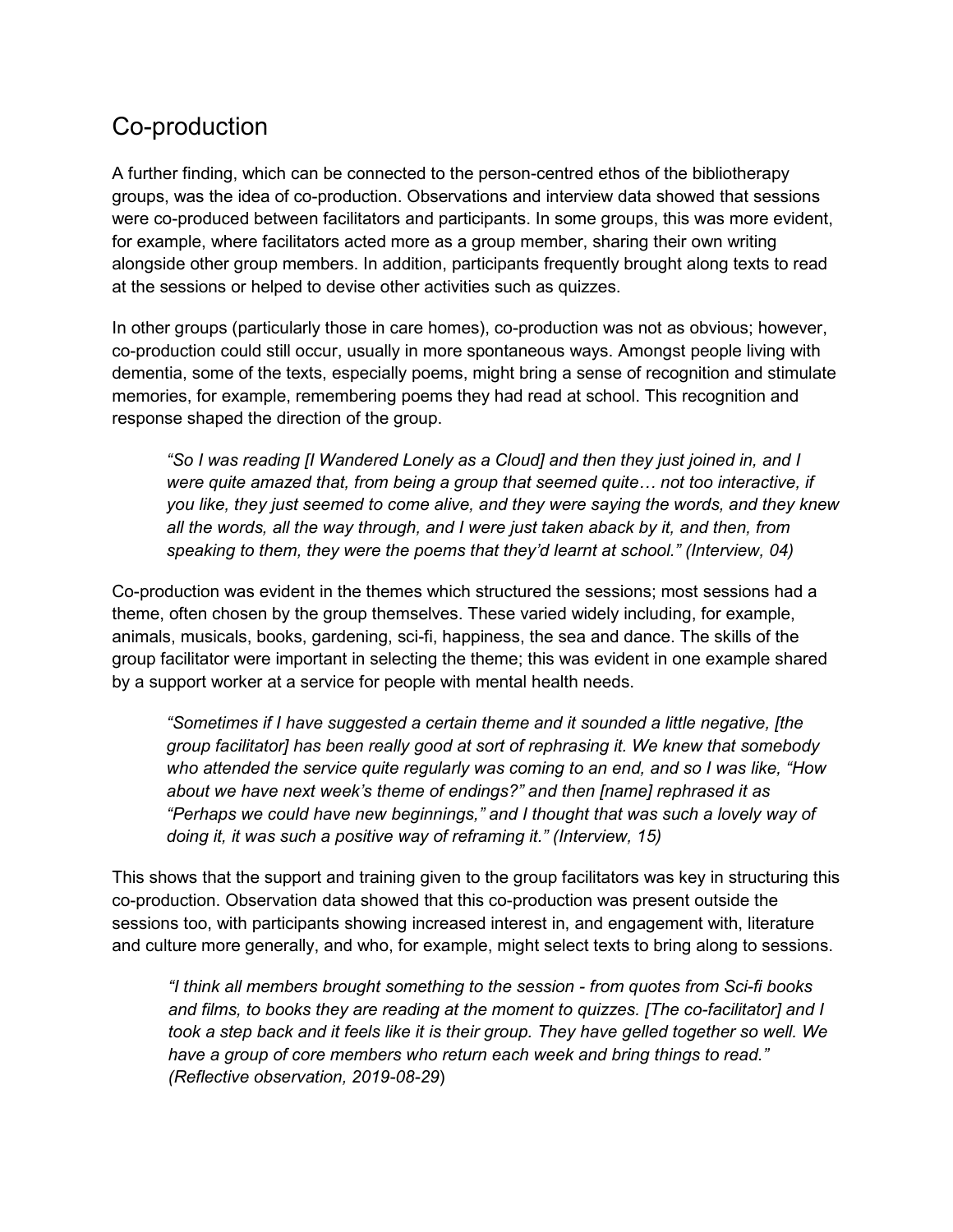## Co-production

A further finding, which can be connected to the person-centred ethos of the bibliotherapy groups, was the idea of co-production. Observations and interview data showed that sessions were co-produced between facilitators and participants. In some groups, this was more evident, for example, where facilitators acted more as a group member, sharing their own writing alongside other group members. In addition, participants frequently brought along texts to read at the sessions or helped to devise other activities such as quizzes.

In other groups (particularly those in care homes), co-production was not as obvious; however, co-production could still occur, usually in more spontaneous ways. Amongst people living with dementia, some of the texts, especially poems, might bring a sense of recognition and stimulate memories, for example, remembering poems they had read at school. This recognition and response shaped the direction of the group.

> *"So I was reading [I Wandered Lonely as a Cloud] and then they just joined in, and I were quite amazed that, from being a group that seemed quite… not too interactive, if you like, they just seemed to come alive, and they were saying the words, and they knew all the words, all the way through, and I were just taken aback by it, and then, from speaking to them, they were the poems that they'd learnt at school." (Interview, 04)*

Co-production was evident in the themes which structured the sessions; most sessions had a theme, often chosen by the group themselves. These varied widely including, for example, animals, musicals, books, gardening, sci-fi, happiness, the sea and dance. The skills of the group facilitator were important in selecting the theme; this was evident in one example shared by a support worker at a service for people with mental health needs.

> *"Sometimes if I have suggested a certain theme and it sounded a little negative, [the group facilitator] has been really good at sort of rephrasing it. We knew that somebody who attended the service quite regularly was coming to an end, and so I was like, "How about we have next week's theme of endings?" and then [name] rephrased it as "Perhaps we could have new beginnings," and I thought that was such a lovely way of doing it, it was such a positive way of reframing it." (Interview, 15)*

This shows that the support and training given to the group facilitators was key in structuring this co-production. Observation data showed that this co-production was present outside the sessions too, with participants showing increased interest in, and engagement with, literature and culture more generally, and who, for example, might select texts to bring along to sessions.

> *"I think all members brought something to the session - from quotes from Sci-fi books and films, to books they are reading at the moment to quizzes. [The co-facilitator] and I took a step back and it feels like it is their group. They have gelled together so well. We have a group of core members who return each week and bring things to read." (Reflective observation, 2019-08-29*)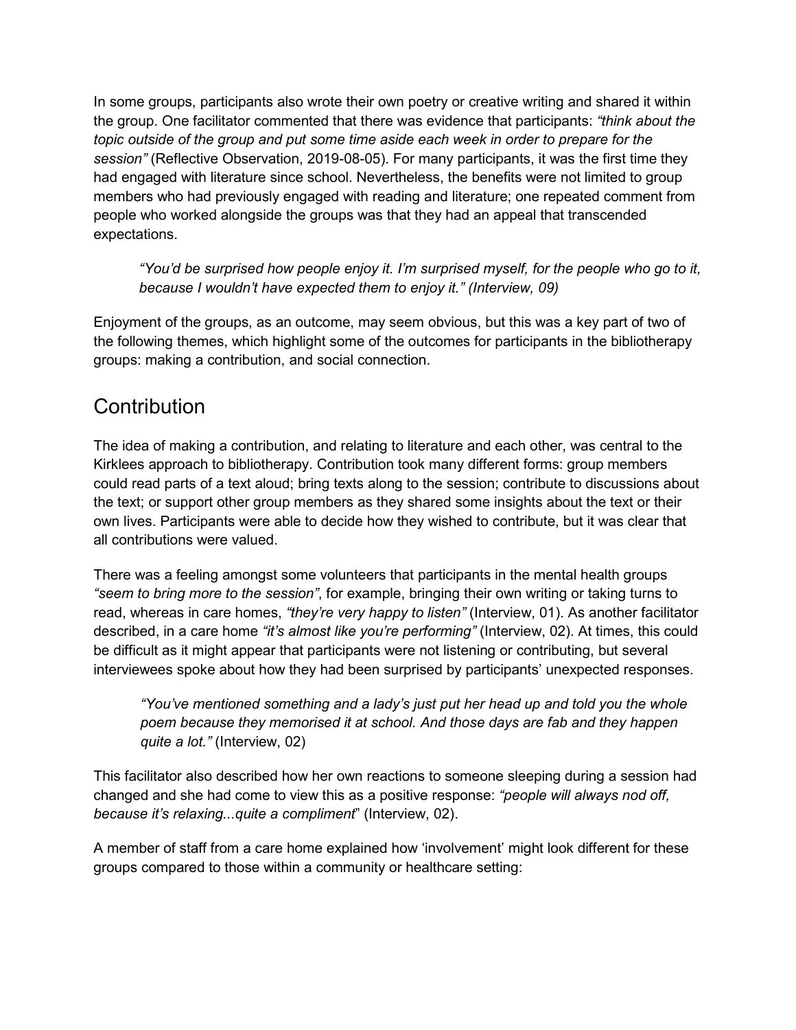In some groups, participants also wrote their own poetry or creative writing and shared it within the group. One facilitator commented that there was evidence that participants: *"think about the topic outside of the group and put some time aside each week in order to prepare for the session"* (Reflective Observation, 2019-08-05). For many participants, it was the first time they had engaged with literature since school. Nevertheless, the benefits were not limited to group members who had previously engaged with reading and literature; one repeated comment from people who worked alongside the groups was that they had an appeal that transcended expectations.

> *"You'd be surprised how people enjoy it. I'm surprised myself, for the people who go to it, because I wouldn't have expected them to enjoy it." (Interview, 09)*

Enjoyment of the groups, as an outcome, may seem obvious, but this was a key part of two of the following themes, which highlight some of the outcomes for participants in the bibliotherapy groups: making a contribution, and social connection.

## Contribution

The idea of making a contribution, and relating to literature and each other, was central to the Kirklees approach to bibliotherapy. Contribution took many different forms: group members could read parts of a text aloud; bring texts along to the session; contribute to discussions about the text; or support other group members as they shared some insights about the text or their own lives. Participants were able to decide how they wished to contribute, but it was clear that all contributions were valued.

There was a feeling amongst some volunteers that participants in the mental health groups *"seem to bring more to the session"*, for example, bringing their own writing or taking turns to read, whereas in care homes, *"they're very happy to listen"* (Interview, 01). As another facilitator described, in a care home *"it's almost like you're performing"* (Interview, 02). At times, this could be difficult as it might appear that participants were not listening or contributing, but several interviewees spoke about how they had been surprised by participants' unexpected responses.

> *"You've mentioned something and a lady's just put her head up and told you the whole poem because they memorised it at school. And those days are fab and they happen quite a lot."* (Interview, 02)

This facilitator also described how her own reactions to someone sleeping during a session had changed and she had come to view this as a positive response: *"people will always nod off, because it's relaxing...quite a compliment*" (Interview, 02).

A member of staff from a care home explained how 'involvement' might look different for these groups compared to those within a community or healthcare setting: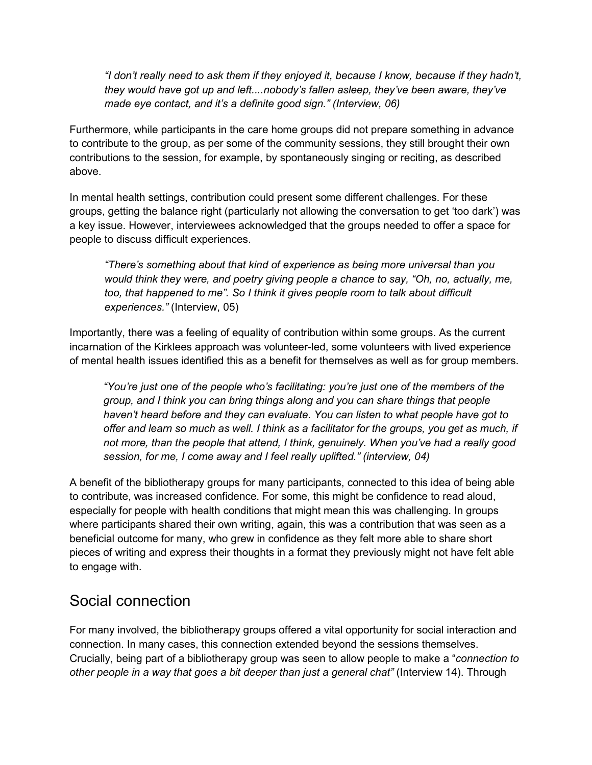> *"I don't really need to ask them if they enjoyed it, because I know, because if they hadn't, they would have got up and left....nobody's fallen asleep, they've been aware, they've made eye contact, and it's a definite good sign." (Interview, 06)*

Furthermore, while participants in the care home groups did not prepare something in advance to contribute to the group, as per some of the community sessions, they still brought their own contributions to the session, for example, by spontaneously singing or reciting, as described above.

In mental health settings, contribution could present some different challenges. For these groups, getting the balance right (particularly not allowing the conversation to get 'too dark') was a key issue. However, interviewees acknowledged that the groups needed to offer a space for people to discuss difficult experiences.

> *"There's something about that kind of experience as being more universal than you would think they were, and poetry giving people a chance to say, "Oh, no, actually, me, too, that happened to me". So I think it gives people room to talk about difficult experiences."* (Interview, 05)

Importantly, there was a feeling of equality of contribution within some groups. As the current incarnation of the Kirklees approach was volunteer-led, some volunteers with lived experience of mental health issues identified this as a benefit for themselves as well as for group members.

> *"You're just one of the people who's facilitating: you're just one of the members of the group, and I think you can bring things along and you can share things that people haven't heard before and they can evaluate. You can listen to what people have got to offer and learn so much as well. I think as a facilitator for the groups, you get as much, if not more, than the people that attend, I think, genuinely. When you've had a really good session, for me, I come away and I feel really uplifted." (interview, 04)*

A benefit of the bibliotherapy groups for many participants, connected to this idea of being able to contribute, was increased confidence. For some, this might be confidence to read aloud, especially for people with health conditions that might mean this was challenging. In groups where participants shared their own writing, again, this was a contribution that was seen as a beneficial outcome for many, who grew in confidence as they felt more able to share short pieces of writing and express their thoughts in a format they previously might not have felt able to engage with.

## Social connection

For many involved, the bibliotherapy groups offered a vital opportunity for social interaction and connection. In many cases, this connection extended beyond the sessions themselves. Crucially, being part of a bibliotherapy group was seen to allow people to make a "*connection to other people in a way that goes a bit deeper than just a general chat"* (Interview 14). Through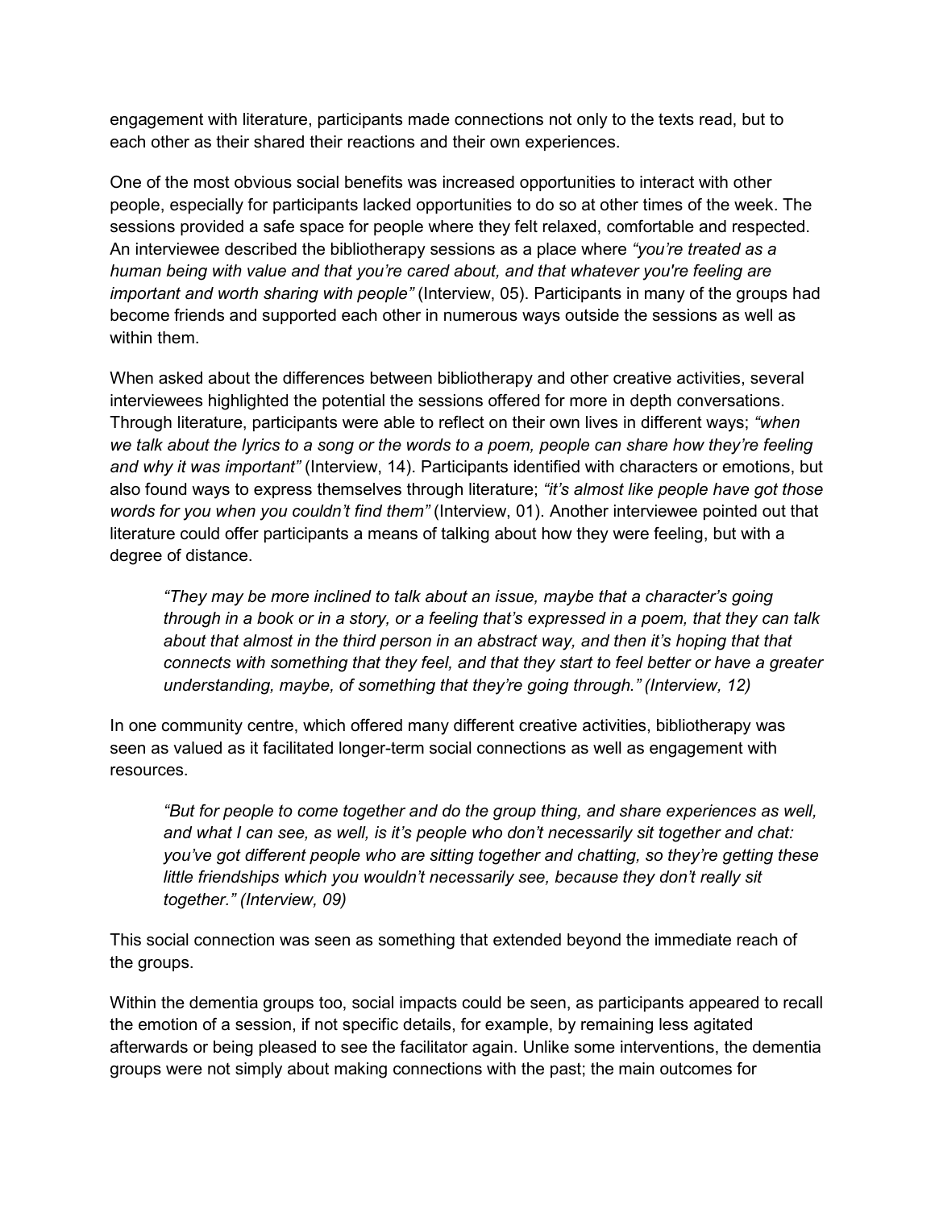engagement with literature, participants made connections not only to the texts read, but to each other as their shared their reactions and their own experiences.

One of the most obvious social benefits was increased opportunities to interact with other people, especially for participants lacked opportunities to do so at other times of the week. The sessions provided a safe space for people where they felt relaxed, comfortable and respected. An interviewee described the bibliotherapy sessions as a place where *"you're treated as a human being with value and that you're cared about, and that whatever you're feeling are important and worth sharing with people"* (Interview, 05). Participants in many of the groups had become friends and supported each other in numerous ways outside the sessions as well as within them.

When asked about the differences between bibliotherapy and other creative activities, several interviewees highlighted the potential the sessions offered for more in depth conversations. Through literature, participants were able to reflect on their own lives in different ways; *"when we talk about the lyrics to a song or the words to a poem, people can share how they're feeling and why it was important"* (Interview, 14). Participants identified with characters or emotions, but also found ways to express themselves through literature; *"it's almost like people have got those words for you when you couldn't find them"* (Interview, 01). Another interviewee pointed out that literature could offer participants a means of talking about how they were feeling, but with a degree of distance.

> *"They may be more inclined to talk about an issue, maybe that a character's going through in a book or in a story, or a feeling that's expressed in a poem, that they can talk about that almost in the third person in an abstract way, and then it's hoping that that connects with something that they feel, and that they start to feel better or have a greater understanding, maybe, of something that they're going through." (Interview, 12)*

In one community centre, which offered many different creative activities, bibliotherapy was seen as valued as it facilitated longer-term social connections as well as engagement with resources.

> *"But for people to come together and do the group thing, and share experiences as well, and what I can see, as well, is it's people who don't necessarily sit together and chat: you've got different people who are sitting together and chatting, so they're getting these little friendships which you wouldn't necessarily see, because they don't really sit together." (Interview, 09)*

This social connection was seen as something that extended beyond the immediate reach of the groups.

Within the dementia groups too, social impacts could be seen, as participants appeared to recall the emotion of a session, if not specific details, for example, by remaining less agitated afterwards or being pleased to see the facilitator again. Unlike some interventions, the dementia groups were not simply about making connections with the past; the main outcomes for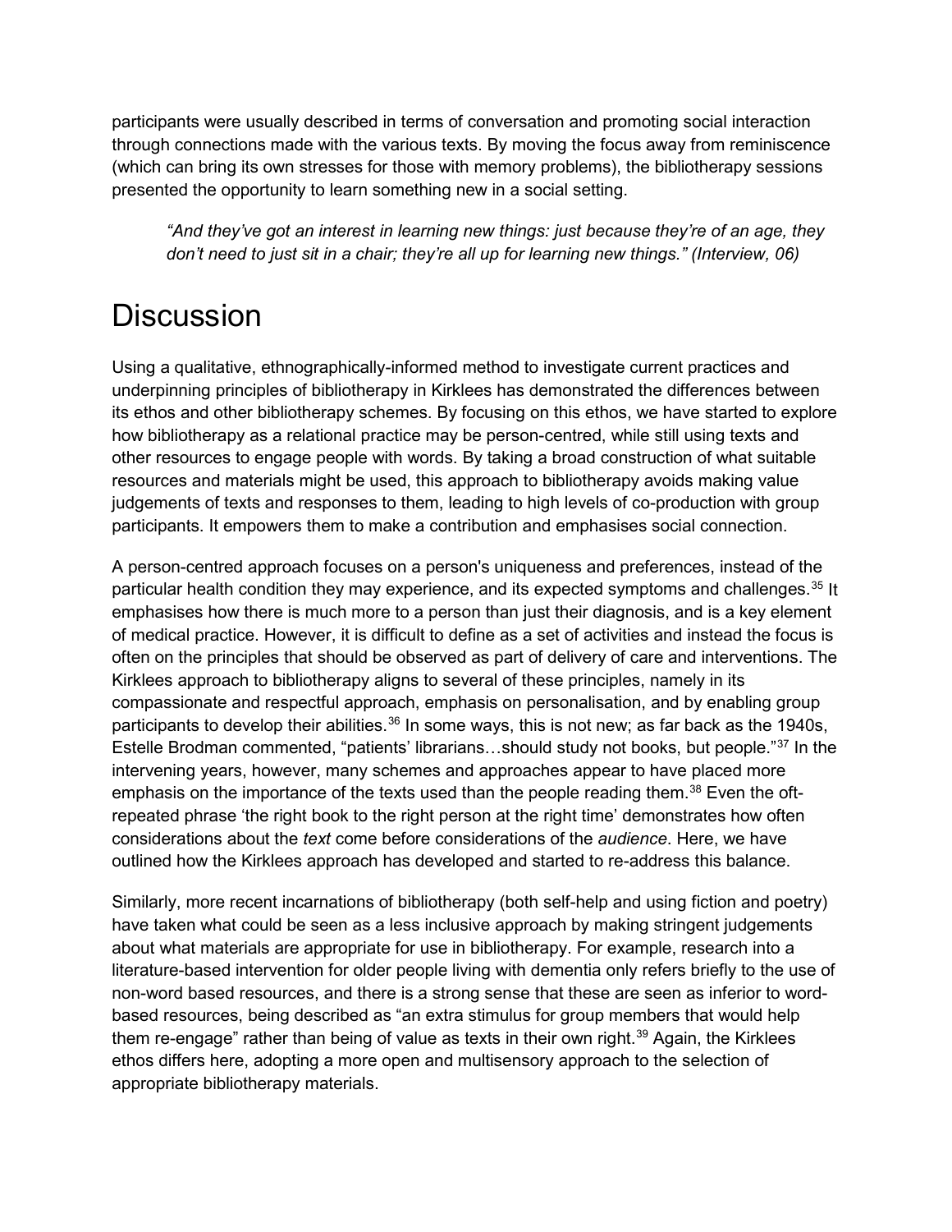participants were usually described in terms of conversation and promoting social interaction through connections made with the various texts. By moving the focus away from reminiscence (which can bring its own stresses for those with memory problems), the bibliotherapy sessions presented the opportunity to learn something new in a social setting.

> *"And they've got an interest in learning new things: just because they're of an age, they don't need to just sit in a chair; they're all up for learning new things." (Interview, 06)*

# Discussion

Using a qualitative, ethnographically-informed method to investigate current practices and underpinning principles of bibliotherapy in Kirklees has demonstrated the differences between its ethos and other bibliotherapy schemes. By focusing on this ethos, we have started to explore how bibliotherapy as a relational practice may be person-centred, while still using texts and other resources to engage people with words. By taking a broad construction of what suitable resources and materials might be used, this approach to bibliotherapy avoids making value judgements of texts and responses to them, leading to high levels of co-production with group participants. It empowers them to make a contribution and emphasises social connection.

A person-centred approach focuses on a person's uniqueness and preferences, instead of the particular health condition they may experience, and its expected symptoms and challenges.[35] It emphasises how there is much more to a person than just their diagnosis, and is a key element of medical practice. However, it is difficult to define as a set of activities and instead the focus is often on the principles that should be observed as part of delivery of care and interventions. The Kirklees approach to bibliotherapy aligns to several of these principles, namely in its compassionate and respectful approach, emphasis on personalisation, and by enabling group participants to develop their abilities.[36] In some ways, this is not new; as far back as the 1940s, Estelle Brodman commented, "patients' librarians…should study not books, but people."[37] In the intervening years, however, many schemes and approaches appear to have placed more emphasis on the importance of the texts used than the people reading them.[38] Even the oft-repeated phrase 'the right book to the right person at the right time' demonstrates how often considerations about the *text* come before considerations of the *audience*. Here, we have outlined how the Kirklees approach has developed and started to re-address this balance.

Similarly, more recent incarnations of bibliotherapy (both self-help and using fiction and poetry) have taken what could be seen as a less inclusive approach by making stringent judgements about what materials are appropriate for use in bibliotherapy. For example, research into a literature-based intervention for older people living with dementia only refers briefly to the use of non-word based resources, and there is a strong sense that these are seen as inferior to word-based resources, being described as "an extra stimulus for group members that would help them re-engage" rather than being of value as texts in their own right.[39] Again, the Kirklees ethos differs here, adopting a more open and multisensory approach to the selection of appropriate bibliotherapy materials.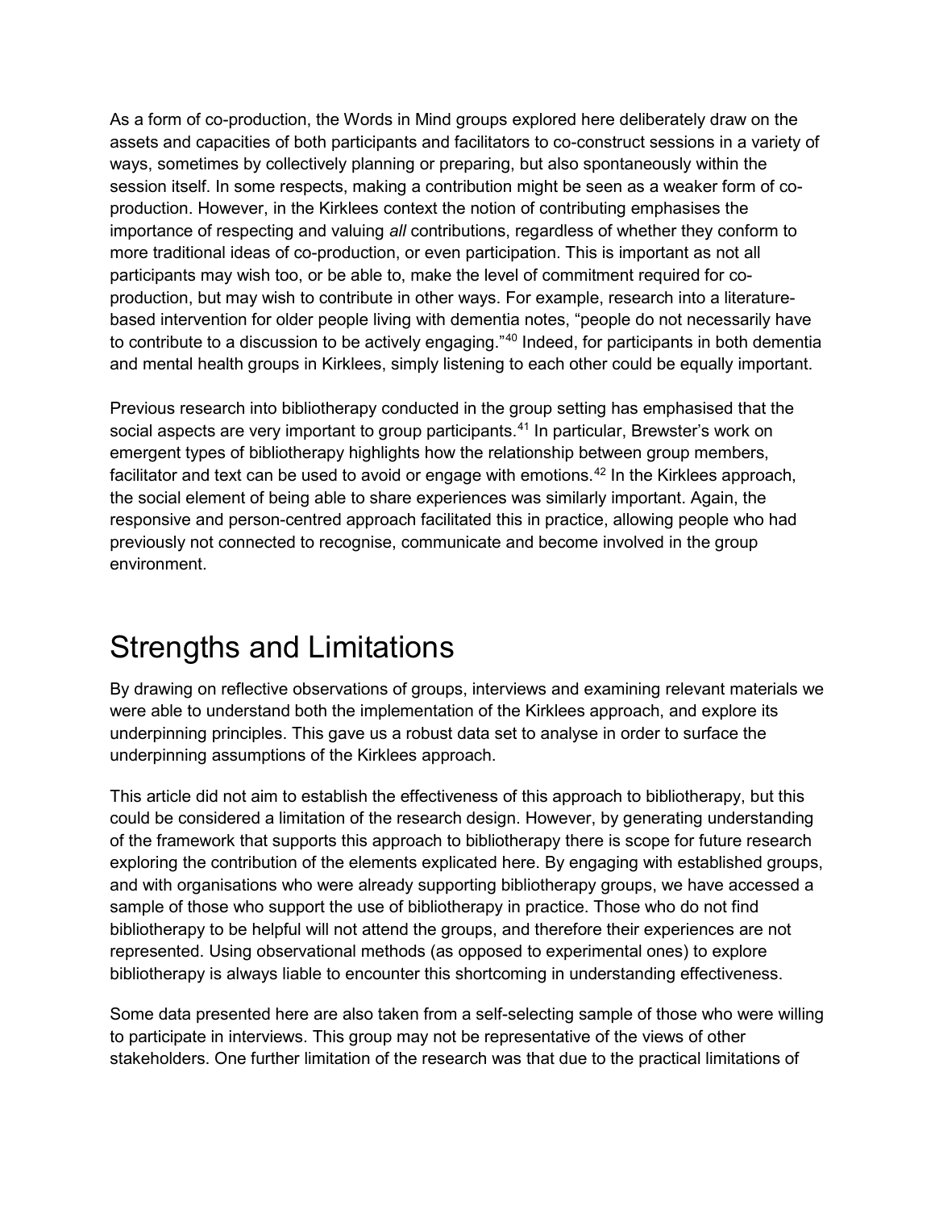As a form of co-production, the Words in Mind groups explored here deliberately draw on the assets and capacities of both participants and facilitators to co-construct sessions in a variety of ways, sometimes by collectively planning or preparing, but also spontaneously within the session itself. In some respects, making a contribution might be seen as a weaker form of co-production. However, in the Kirklees context the notion of contributing emphasises the importance of respecting and valuing *all* contributions, regardless of whether they conform to more traditional ideas of co-production, or even participation. This is important as not all participants may wish too, or be able to, make the level of commitment required for co-production, but may wish to contribute in other ways. For example, research into a literature-based intervention for older people living with dementia notes, "people do not necessarily have to contribute to a discussion to be actively engaging."[40] Indeed, for participants in both dementia and mental health groups in Kirklees, simply listening to each other could be equally important.

Previous research into bibliotherapy conducted in the group setting has emphasised that the social aspects are very important to group participants.[41] In particular, Brewster's work on emergent types of bibliotherapy highlights how the relationship between group members, facilitator and text can be used to avoid or engage with emotions.[42] In the Kirklees approach, the social element of being able to share experiences was similarly important. Again, the responsive and person-centred approach facilitated this in practice, allowing people who had previously not connected to recognise, communicate and become involved in the group environment.

# Strengths and Limitations

By drawing on reflective observations of groups, interviews and examining relevant materials we were able to understand both the implementation of the Kirklees approach, and explore its underpinning principles. This gave us a robust data set to analyse in order to surface the underpinning assumptions of the Kirklees approach.

This article did not aim to establish the effectiveness of this approach to bibliotherapy, but this could be considered a limitation of the research design. However, by generating understanding of the framework that supports this approach to bibliotherapy there is scope for future research exploring the contribution of the elements explicated here. By engaging with established groups, and with organisations who were already supporting bibliotherapy groups, we have accessed a sample of those who support the use of bibliotherapy in practice. Those who do not find bibliotherapy to be helpful will not attend the groups, and therefore their experiences are not represented. Using observational methods (as opposed to experimental ones) to explore bibliotherapy is always liable to encounter this shortcoming in understanding effectiveness.

Some data presented here are also taken from a self-selecting sample of those who were willing to participate in interviews. This group may not be representative of the views of other stakeholders. One further limitation of the research was that due to the practical limitations of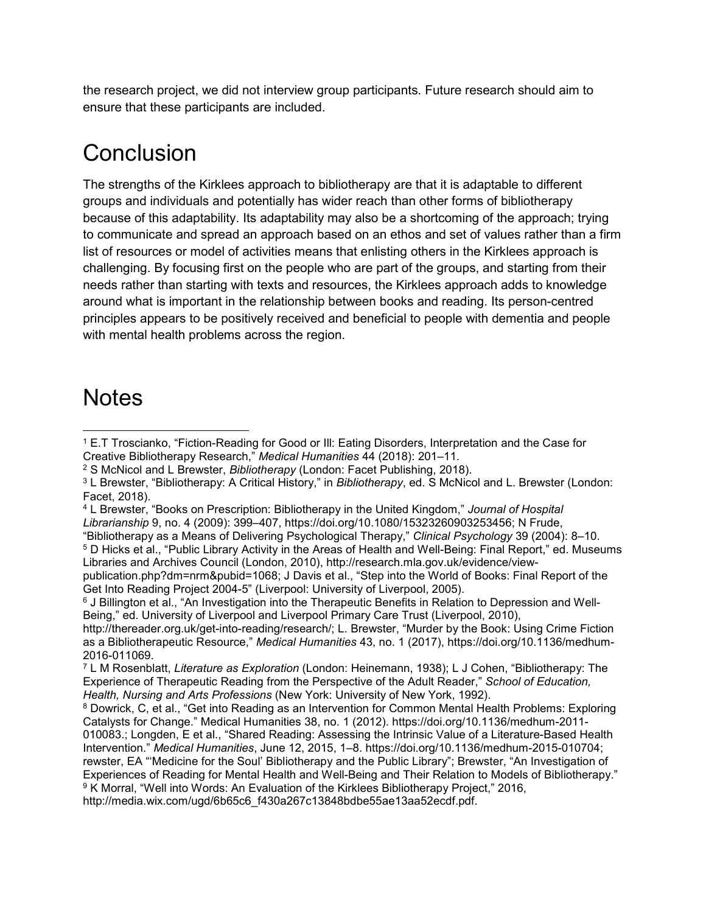the research project, we did not interview group participants. Future research should aim to ensure that these participants are included.

# Conclusion

The strengths of the Kirklees approach to bibliotherapy are that it is adaptable to different groups and individuals and potentially has wider reach than other forms of bibliotherapy because of this adaptability. Its adaptability may also be a shortcoming of the approach; trying to communicate and spread an approach based on an ethos and set of values rather than a firm list of resources or model of activities means that enlisting others in the Kirklees approach is challenging. By focusing first on the people who are part of the groups, and starting from their needs rather than starting with texts and resources, the Kirklees approach adds to knowledge around what is important in the relationship between books and reading. Its person-centred principles appears to be positively received and beneficial to people with dementia and people with mental health problems across the region.

# Notes

[1] E.T Troscianko, "Fiction-Reading for Good or Ill: Eating Disorders, Interpretation and the Case for Creative Bibliotherapy Research," *Medical Humanities* 44 (2018): 201–11.

[2] S McNicol and L Brewster, *Bibliotherapy* (London: Facet Publishing, 2018).

[3] L Brewster, "Bibliotherapy: A Critical History," in *Bibliotherapy*, ed. S McNicol and L. Brewster (London: Facet, 2018).

[4] L Brewster, "Books on Prescription: Bibliotherapy in the United Kingdom," *Journal of Hospital Librarianship* 9, no. 4 (2009): 399–407, https://doi.org/10.1080/15323260903253456; N Frude, "Bibliotherapy as a Means of Delivering Psychological Therapy," *Clinical Psychology* 39 (2004): 8–10.

[5] D Hicks et al., "Public Library Activity in the Areas of Health and Well-Being: Final Report," ed. Museums Libraries and Archives Council (London, 2010), http://research.mla.gov.uk/evidence/view-publication.php?dm=nrm&pubid=1068; J Davis et al., "Step into the World of Books: Final Report of the Get Into Reading Project 2004-5" (Liverpool: University of Liverpool, 2005).

[6] J Billington et al., "An Investigation into the Therapeutic Benefits in Relation to Depression and Well-Being," ed. University of Liverpool and Liverpool Primary Care Trust (Liverpool, 2010), http://thereader.org.uk/get-into-reading/research/; L. Brewster, "Murder by the Book: Using Crime Fiction as a Bibliotherapeutic Resource," *Medical Humanities* 43, no. 1 (2017), https://doi.org/10.1136/medhum-2016-011069.

[7] L M Rosenblatt, *Literature as Exploration* (London: Heinemann, 1938); L J Cohen, "Bibliotherapy: The Experience of Therapeutic Reading from the Perspective of the Adult Reader," *School of Education, Health, Nursing and Arts Professions* (New York: University of New York, 1992).

[8] Dowrick, C, et al., "Get into Reading as an Intervention for Common Mental Health Problems: Exploring Catalysts for Change." Medical Humanities 38, no. 1 (2012). https://doi.org/10.1136/medhum-2011-010083.; Longden, E et al., "Shared Reading: Assessing the Intrinsic Value of a Literature-Based Health Intervention." *Medical Humanities*, June 12, 2015, 1–8. https://doi.org/10.1136/medhum-2015-010704; rewster, EA "'Medicine for the Soul' Bibliotherapy and the Public Library"; Brewster, "An Investigation of Experiences of Reading for Mental Health and Well-Being and Their Relation to Models of Bibliotherapy."

[9] K Morral, "Well into Words: An Evaluation of the Kirklees Bibliotherapy Project," 2016, http://media.wix.com/ugd/6b65c6_f430a267c13848bdbe55ae13aa52ecdf.pdf.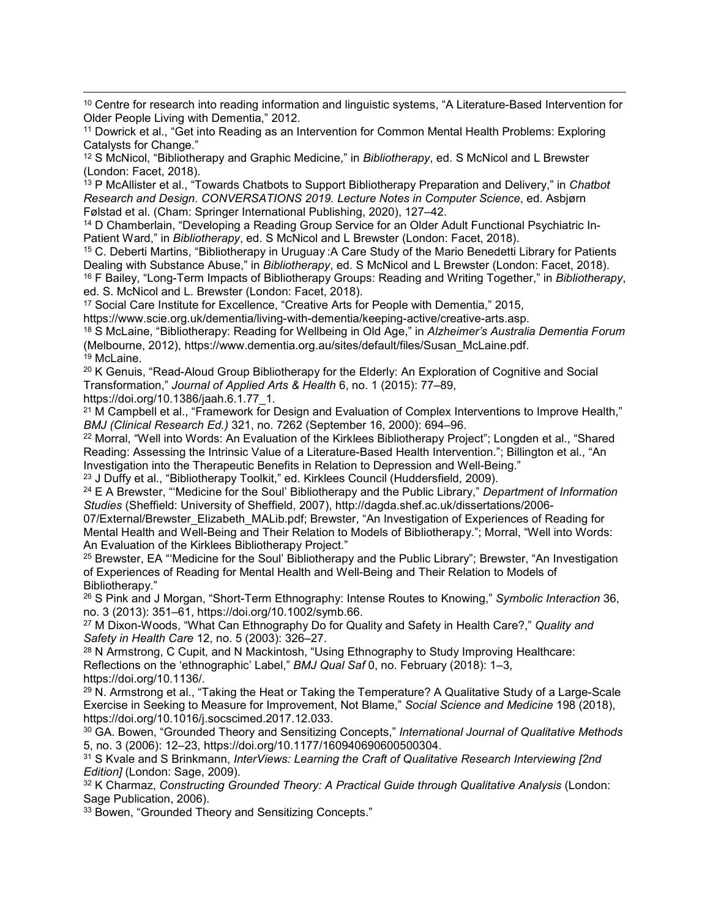[10] Centre for research into reading information and linguistic systems, "A Literature-Based Intervention for Older People Living with Dementia," 2012.

[11] Dowrick et al., "Get into Reading as an Intervention for Common Mental Health Problems: Exploring Catalysts for Change."

[12] S McNicol, "Bibliotherapy and Graphic Medicine," in *Bibliotherapy*, ed. S McNicol and L Brewster (London: Facet, 2018).

[13] P McAllister et al., "Towards Chatbots to Support Bibliotherapy Preparation and Delivery," in *Chatbot Research and Design. CONVERSATIONS 2019. Lecture Notes in Computer Science*, ed. Asbjørn Følstad et al. (Cham: Springer International Publishing, 2020), 127–42.

[14] D Chamberlain, "Developing a Reading Group Service for an Older Adult Functional Psychiatric In-Patient Ward," in *Bibliotherapy*, ed. S McNicol and L Brewster (London: Facet, 2018).

[15] C. Deberti Martins, "Bibliotherapy in Uruguay :A Care Study of the Mario Benedetti Library for Patients Dealing with Substance Abuse," in *Bibliotherapy*, ed. S McNicol and L Brewster (London: Facet, 2018).

[16] F Bailey, "Long-Term Impacts of Bibliotherapy Groups: Reading and Writing Together," in *Bibliotherapy*, ed. S. McNicol and L. Brewster (London: Facet, 2018).

[17] Social Care Institute for Excellence, "Creative Arts for People with Dementia," 2015, https://www.scie.org.uk/dementia/living-with-dementia/keeping-active/creative-arts.asp.

[18] S McLaine, "Bibliotherapy: Reading for Wellbeing in Old Age," in *Alzheimer's Australia Dementia Forum* (Melbourne, 2012), https://www.dementia.org.au/sites/default/files/Susan_McLaine.pdf.

[19] McLaine.

[20] K Genuis, "Read-Aloud Group Bibliotherapy for the Elderly: An Exploration of Cognitive and Social Transformation," *Journal of Applied Arts & Health* 6, no. 1 (2015): 77–89, https://doi.org/10.1386/jaah.6.1.77_1.

[21] M Campbell et al., "Framework for Design and Evaluation of Complex Interventions to Improve Health," *BMJ (Clinical Research Ed.)* 321, no. 7262 (September 16, 2000): 694–96.

[22] Morral, "Well into Words: An Evaluation of the Kirklees Bibliotherapy Project"; Longden et al., "Shared Reading: Assessing the Intrinsic Value of a Literature-Based Health Intervention."; Billington et al., "An Investigation into the Therapeutic Benefits in Relation to Depression and Well-Being."

[23] J Duffy et al., "Bibliotherapy Toolkit," ed. Kirklees Council (Huddersfield, 2009).

[24] E A Brewster, "'Medicine for the Soul' Bibliotherapy and the Public Library," *Department of Information Studies* (Sheffield: University of Sheffield, 2007), http://dagda.shef.ac.uk/dissertations/2006-07/External/Brewster_Elizabeth_MALib.pdf; Brewster, "An Investigation of Experiences of Reading for Mental Health and Well-Being and Their Relation to Models of Bibliotherapy."; Morral, "Well into Words: An Evaluation of the Kirklees Bibliotherapy Project."

[25] Brewster, EA "'Medicine for the Soul' Bibliotherapy and the Public Library"; Brewster, "An Investigation of Experiences of Reading for Mental Health and Well-Being and Their Relation to Models of Bibliotherapy."

[26] S Pink and J Morgan, "Short-Term Ethnography: Intense Routes to Knowing," *Symbolic Interaction* 36, no. 3 (2013): 351–61, https://doi.org/10.1002/symb.66.

[27] M Dixon-Woods, "What Can Ethnography Do for Quality and Safety in Health Care?," *Quality and Safety in Health Care* 12, no. 5 (2003): 326–27.

[28] N Armstrong, C Cupit, and N Mackintosh, "Using Ethnography to Study Improving Healthcare: Reflections on the 'ethnographic' Label," *BMJ Qual Saf* 0, no. February (2018): 1–3, https://doi.org/10.1136/.

[29] N. Armstrong et al., "Taking the Heat or Taking the Temperature? A Qualitative Study of a Large-Scale Exercise in Seeking to Measure for Improvement, Not Blame," *Social Science and Medicine* 198 (2018), https://doi.org/10.1016/j.socscimed.2017.12.033.

[30] GA. Bowen, "Grounded Theory and Sensitizing Concepts," *International Journal of Qualitative Methods* 5, no. 3 (2006): 12–23, https://doi.org/10.1177/160940690600500304.

[31] S Kvale and S Brinkmann, *InterViews: Learning the Craft of Qualitative Research Interviewing [2nd Edition]* (London: Sage, 2009).

[32] K Charmaz, *Constructing Grounded Theory: A Practical Guide through Qualitative Analysis* (London: Sage Publication, 2006).

[33] Bowen, "Grounded Theory and Sensitizing Concepts."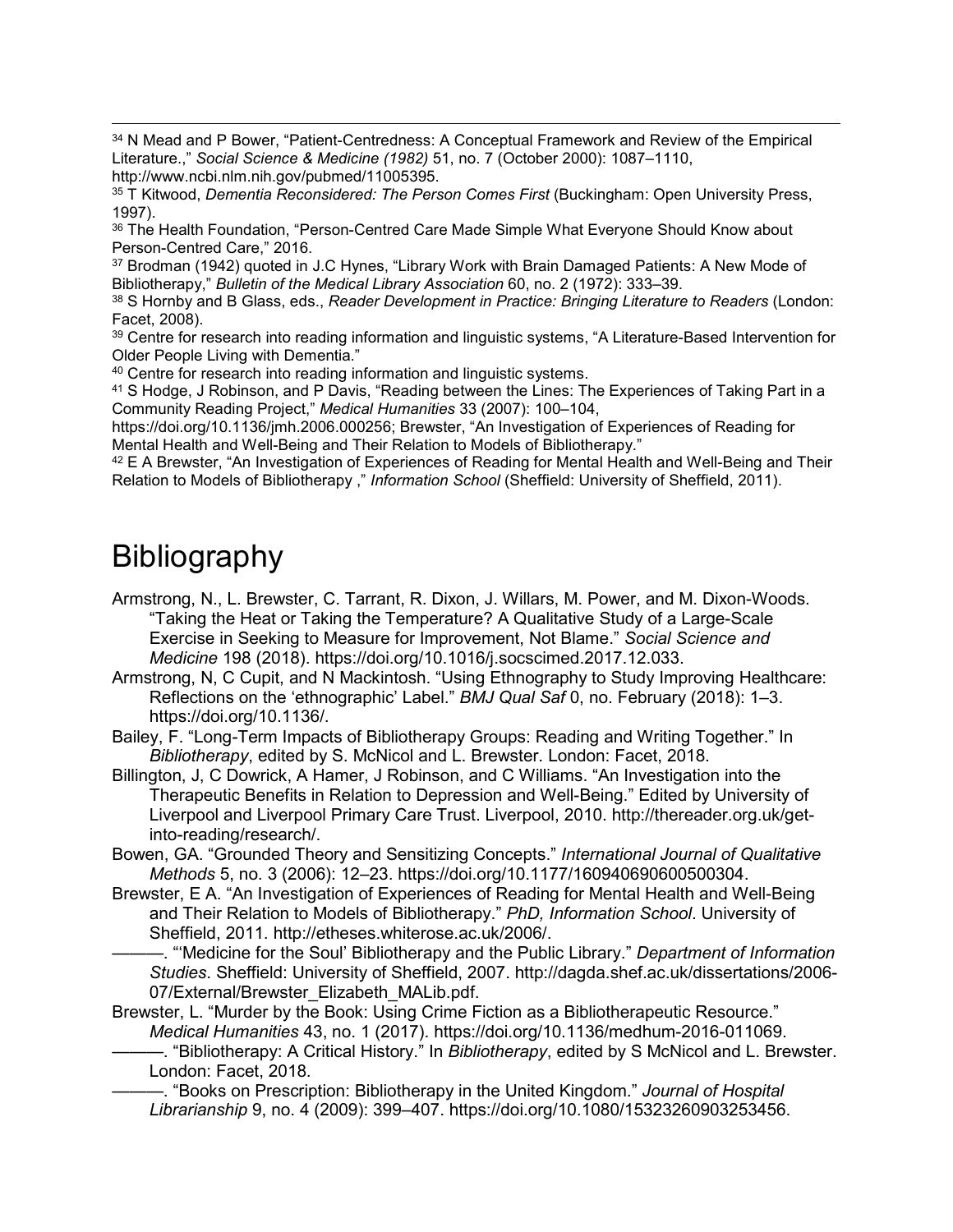[34] N Mead and P Bower, "Patient-Centredness: A Conceptual Framework and Review of the Empirical Literature.," *Social Science & Medicine (1982)* 51, no. 7 (October 2000): 1087–1110, http://www.ncbi.nlm.nih.gov/pubmed/11005395.

[35] T Kitwood, *Dementia Reconsidered: The Person Comes First* (Buckingham: Open University Press, 1997).

[36] The Health Foundation, "Person-Centred Care Made Simple What Everyone Should Know about Person-Centred Care," 2016.

[37] Brodman (1942) quoted in J.C Hynes, "Library Work with Brain Damaged Patients: A New Mode of Bibliotherapy," *Bulletin of the Medical Library Association* 60, no. 2 (1972): 333–39.

[38] S Hornby and B Glass, eds., *Reader Development in Practice: Bringing Literature to Readers* (London: Facet, 2008).

[39] Centre for research into reading information and linguistic systems, "A Literature-Based Intervention for Older People Living with Dementia."

[40] Centre for research into reading information and linguistic systems.

[41] S Hodge, J Robinson, and P Davis, "Reading between the Lines: The Experiences of Taking Part in a Community Reading Project," *Medical Humanities* 33 (2007): 100–104, https://doi.org/10.1136/jmh.2006.000256; Brewster, "An Investigation of Experiences of Reading for Mental Health and Well-Being and Their Relation to Models of Bibliotherapy."

[42] E A Brewster, "An Investigation of Experiences of Reading for Mental Health and Well-Being and Their Relation to Models of Bibliotherapy ," *Information School* (Sheffield: University of Sheffield, 2011).

# Bibliography

Armstrong, N., L. Brewster, C. Tarrant, R. Dixon, J. Willars, M. Power, and M. Dixon-Woods. "Taking the Heat or Taking the Temperature? A Qualitative Study of a Large-Scale Exercise in Seeking to Measure for Improvement, Not Blame." *Social Science and Medicine* 198 (2018). https://doi.org/10.1016/j.socscimed.2017.12.033.

Armstrong, N, C Cupit, and N Mackintosh. "Using Ethnography to Study Improving Healthcare: Reflections on the 'ethnographic' Label." *BMJ Qual Saf* 0, no. February (2018): 1–3. https://doi.org/10.1136/.

Bailey, F. "Long-Term Impacts of Bibliotherapy Groups: Reading and Writing Together." In *Bibliotherapy*, edited by S. McNicol and L. Brewster. London: Facet, 2018.

Billington, J, C Dowrick, A Hamer, J Robinson, and C Williams. "An Investigation into the Therapeutic Benefits in Relation to Depression and Well-Being." Edited by University of Liverpool and Liverpool Primary Care Trust. Liverpool, 2010. http://thereader.org.uk/get-into-reading/research/.

Bowen, GA. "Grounded Theory and Sensitizing Concepts." *International Journal of Qualitative Methods* 5, no. 3 (2006): 12–23. https://doi.org/10.1177/160940690600500304.

Brewster, E A. "An Investigation of Experiences of Reading for Mental Health and Well-Being and Their Relation to Models of Bibliotherapy." *PhD, Information School*. University of Sheffield, 2011. http://etheses.whiterose.ac.uk/2006/.

———. "'Medicine for the Soul' Bibliotherapy and the Public Library." *Department of Information Studies*. Sheffield: University of Sheffield, 2007. http://dagda.shef.ac.uk/dissertations/2006-07/External/Brewster_Elizabeth_MALib.pdf.

Brewster, L. "Murder by the Book: Using Crime Fiction as a Bibliotherapeutic Resource." *Medical Humanities* 43, no. 1 (2017). https://doi.org/10.1136/medhum-2016-011069.

———. "Bibliotherapy: A Critical History." In *Bibliotherapy*, edited by S McNicol and L. Brewster. London: Facet, 2018.

———. "Books on Prescription: Bibliotherapy in the United Kingdom." *Journal of Hospital Librarianship* 9, no. 4 (2009): 399–407. https://doi.org/10.1080/15323260903253456.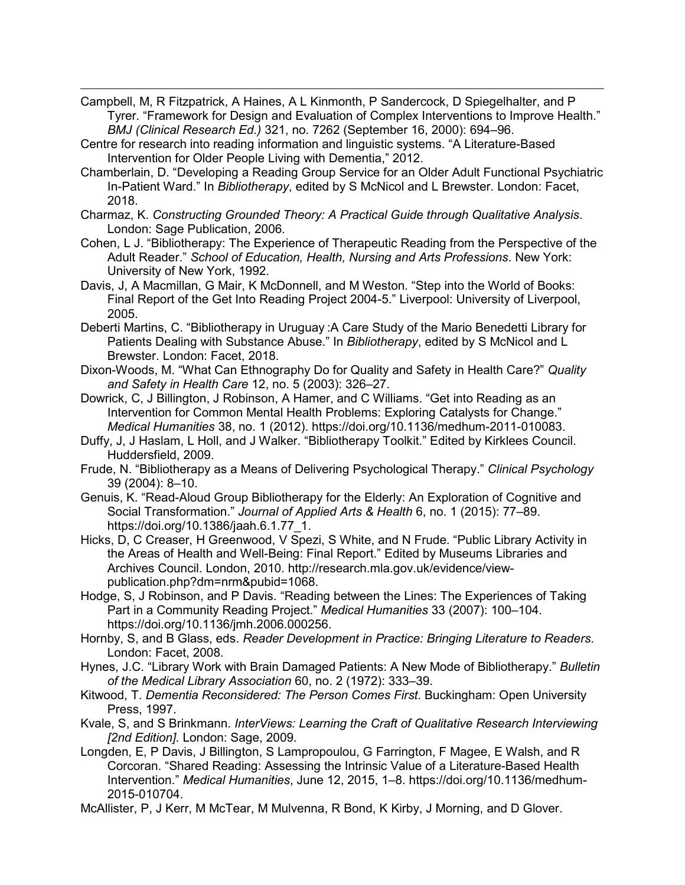Campbell, M, R Fitzpatrick, A Haines, A L Kinmonth, P Sandercock, D Spiegelhalter, and P Tyrer. "Framework for Design and Evaluation of Complex Interventions to Improve Health." *BMJ (Clinical Research Ed.)* 321, no. 7262 (September 16, 2000): 694–96.

Centre for research into reading information and linguistic systems. "A Literature-Based Intervention for Older People Living with Dementia," 2012.

Chamberlain, D. "Developing a Reading Group Service for an Older Adult Functional Psychiatric In-Patient Ward." In *Bibliotherapy*, edited by S McNicol and L Brewster. London: Facet, 2018.

Charmaz, K. *Constructing Grounded Theory: A Practical Guide through Qualitative Analysis*. London: Sage Publication, 2006.

Cohen, L J. "Bibliotherapy: The Experience of Therapeutic Reading from the Perspective of the Adult Reader." *School of Education, Health, Nursing and Arts Professions*. New York: University of New York, 1992.

Davis, J, A Macmillan, G Mair, K McDonnell, and M Weston. "Step into the World of Books: Final Report of the Get Into Reading Project 2004-5." Liverpool: University of Liverpool, 2005.

Deberti Martins, C. "Bibliotherapy in Uruguay :A Care Study of the Mario Benedetti Library for Patients Dealing with Substance Abuse." In *Bibliotherapy*, edited by S McNicol and L Brewster. London: Facet, 2018.

Dixon-Woods, M. "What Can Ethnography Do for Quality and Safety in Health Care?" *Quality and Safety in Health Care* 12, no. 5 (2003): 326–27.

Dowrick, C, J Billington, J Robinson, A Hamer, and C Williams. "Get into Reading as an Intervention for Common Mental Health Problems: Exploring Catalysts for Change." *Medical Humanities* 38, no. 1 (2012). https://doi.org/10.1136/medhum-2011-010083.

Duffy, J, J Haslam, L Holl, and J Walker. "Bibliotherapy Toolkit." Edited by Kirklees Council. Huddersfield, 2009.

Frude, N. "Bibliotherapy as a Means of Delivering Psychological Therapy." *Clinical Psychology* 39 (2004): 8–10.

Genuis, K. "Read-Aloud Group Bibliotherapy for the Elderly: An Exploration of Cognitive and Social Transformation." *Journal of Applied Arts & Health* 6, no. 1 (2015): 77–89. https://doi.org/10.1386/jaah.6.1.77_1.

Hicks, D, C Creaser, H Greenwood, V Spezi, S White, and N Frude. "Public Library Activity in the Areas of Health and Well-Being: Final Report." Edited by Museums Libraries and Archives Council. London, 2010. http://research.mla.gov.uk/evidence/view-publication.php?dm=nrm&pubid=1068.

Hodge, S, J Robinson, and P Davis. "Reading between the Lines: The Experiences of Taking Part in a Community Reading Project." *Medical Humanities* 33 (2007): 100–104. https://doi.org/10.1136/jmh.2006.000256.

Hornby, S, and B Glass, eds. *Reader Development in Practice: Bringing Literature to Readers*. London: Facet, 2008.

Hynes, J.C. "Library Work with Brain Damaged Patients: A New Mode of Bibliotherapy." *Bulletin of the Medical Library Association* 60, no. 2 (1972): 333–39.

Kitwood, T. *Dementia Reconsidered: The Person Comes First*. Buckingham: Open University Press, 1997.

Kvale, S, and S Brinkmann. *InterViews: Learning the Craft of Qualitative Research Interviewing [2nd Edition]*. London: Sage, 2009.

Longden, E, P Davis, J Billington, S Lampropoulou, G Farrington, F Magee, E Walsh, and R Corcoran. "Shared Reading: Assessing the Intrinsic Value of a Literature-Based Health Intervention." *Medical Humanities*, June 12, 2015, 1–8. https://doi.org/10.1136/medhum-2015-010704.

McAllister, P, J Kerr, M McTear, M Mulvenna, R Bond, K Kirby, J Morning, and D Glover.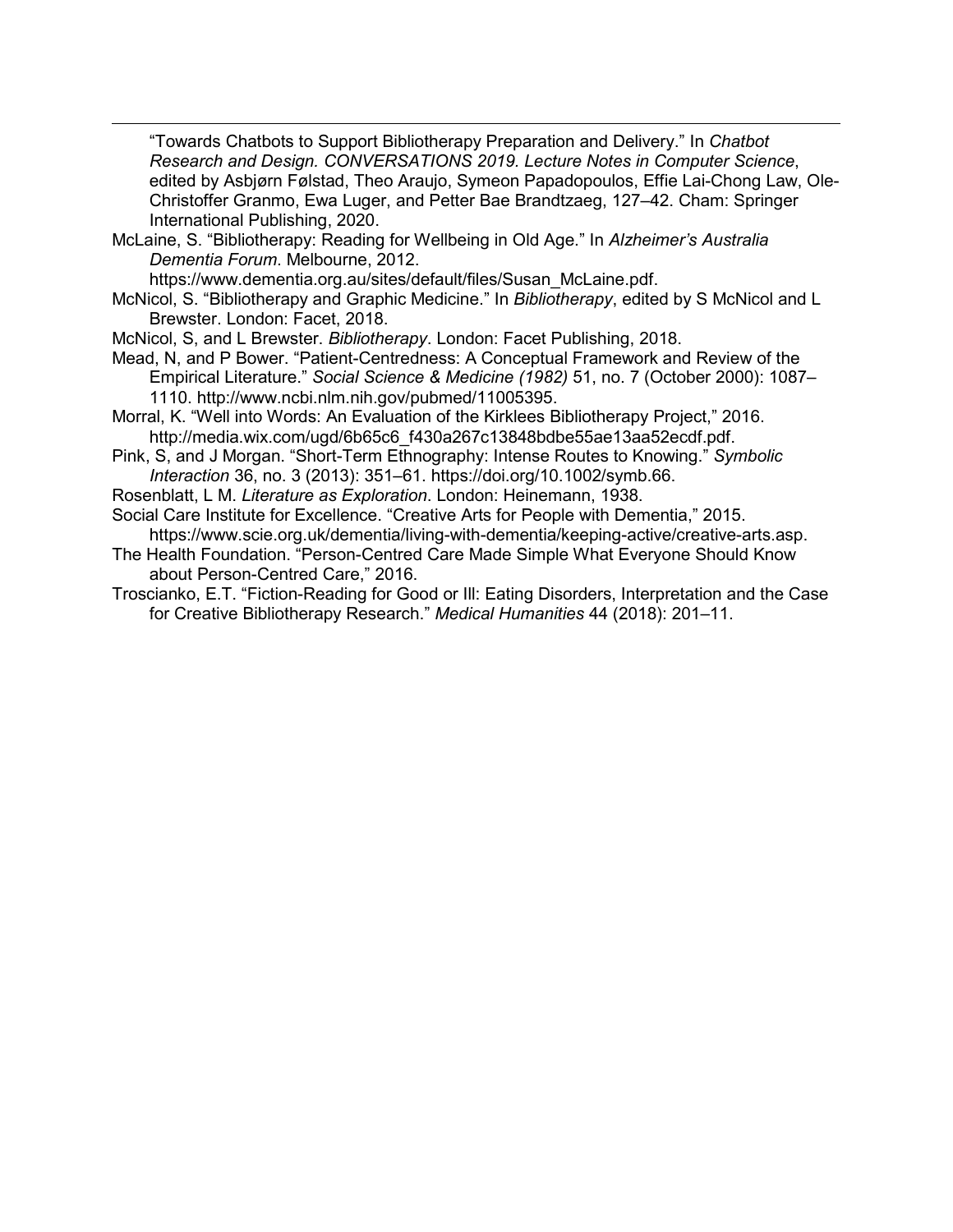"Towards Chatbots to Support Bibliotherapy Preparation and Delivery." In *Chatbot Research and Design. CONVERSATIONS 2019. Lecture Notes in Computer Science*, edited by Asbjørn Følstad, Theo Araujo, Symeon Papadopoulos, Effie Lai-Chong Law, Ole-Christoffer Granmo, Ewa Luger, and Petter Bae Brandtzaeg, 127–42. Cham: Springer International Publishing, 2020.

McLaine, S. "Bibliotherapy: Reading for Wellbeing in Old Age." In *Alzheimer's Australia Dementia Forum*. Melbourne, 2012. https://www.dementia.org.au/sites/default/files/Susan_McLaine.pdf.

McNicol, S. "Bibliotherapy and Graphic Medicine." In *Bibliotherapy*, edited by S McNicol and L Brewster. London: Facet, 2018.

McNicol, S, and L Brewster. *Bibliotherapy*. London: Facet Publishing, 2018.

Mead, N, and P Bower. "Patient-Centredness: A Conceptual Framework and Review of the Empirical Literature." *Social Science & Medicine (1982)* 51, no. 7 (October 2000): 1087–1110. http://www.ncbi.nlm.nih.gov/pubmed/11005395.

Morral, K. "Well into Words: An Evaluation of the Kirklees Bibliotherapy Project," 2016. http://media.wix.com/ugd/6b65c6_f430a267c13848bdbe55ae13aa52ecdf.pdf.

Pink, S, and J Morgan. "Short-Term Ethnography: Intense Routes to Knowing." *Symbolic Interaction* 36, no. 3 (2013): 351–61. https://doi.org/10.1002/symb.66.

Rosenblatt, L M. *Literature as Exploration*. London: Heinemann, 1938.

Social Care Institute for Excellence. "Creative Arts for People with Dementia," 2015. https://www.scie.org.uk/dementia/living-with-dementia/keeping-active/creative-arts.asp.

The Health Foundation. "Person-Centred Care Made Simple What Everyone Should Know about Person-Centred Care," 2016.

Troscianko, E.T. "Fiction-Reading for Good or Ill: Eating Disorders, Interpretation and the Case for Creative Bibliotherapy Research." *Medical Humanities* 44 (2018): 201–11.